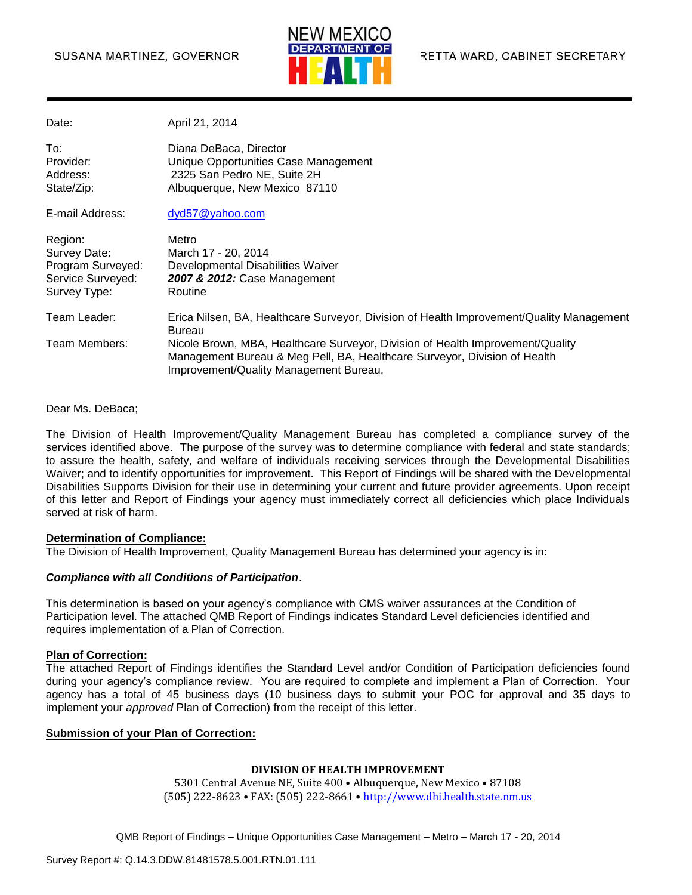SUSANA MARTINEZ, GOVERNOR

NEW MEXICO DEPARTMENT OF HEALTH

RETTA WARD, CABINET SECRETARY

| | |
|---|---|
| Date: | April 21, 2014 |
| To: | Diana DeBaca, Director |
| Provider: | Unique Opportunities Case Management |
| Address: | 2325 San Pedro NE, Suite 2H |
| State/Zip: | Albuquerque, New Mexico 87110 |
| E-mail Address: | dyd57@yahoo.com |
| Region: | Metro |
| Survey Date: | March 17 - 20, 2014 |
| Program Surveyed: | Developmental Disabilities Waiver |
| Service Surveyed: | ***2007 & 2012:*** Case Management |
| Survey Type: | Routine |
| Team Leader: | Erica Nilsen, BA, Healthcare Surveyor, Division of Health Improvement/Quality Management Bureau |
| Team Members: | Nicole Brown, MBA, Healthcare Surveyor, Division of Health Improvement/Quality Management Bureau & Meg Pell, BA, Healthcare Surveyor, Division of Health Improvement/Quality Management Bureau, |

Dear Ms. DeBaca;

The Division of Health Improvement/Quality Management Bureau has completed a compliance survey of the services identified above. The purpose of the survey was to determine compliance with federal and state standards; to assure the health, safety, and welfare of individuals receiving services through the Developmental Disabilities Waiver; and to identify opportunities for improvement. This Report of Findings will be shared with the Developmental Disabilities Supports Division for their use in determining your current and future provider agreements. Upon receipt of this letter and Report of Findings your agency must immediately correct all deficiencies which place Individuals served at risk of harm.

**Determination of Compliance:**

The Division of Health Improvement, Quality Management Bureau has determined your agency is in:

***Compliance with all Conditions of Participation***.

This determination is based on your agency's compliance with CMS waiver assurances at the Condition of Participation level. The attached QMB Report of Findings indicates Standard Level deficiencies identified and requires implementation of a Plan of Correction.

**Plan of Correction:**

The attached Report of Findings identifies the Standard Level and/or Condition of Participation deficiencies found during your agency's compliance review. You are required to complete and implement a Plan of Correction. Your agency has a total of 45 business days (10 business days to submit your POC for approval and 35 days to implement your *approved* Plan of Correction) from the receipt of this letter.

**Submission of your Plan of Correction:**

**DIVISION OF HEALTH IMPROVEMENT**

5301 Central Avenue NE, Suite 400 • Albuquerque, New Mexico • 87108

(505) 222-8623 • FAX: (505) 222-8661 • http://www.dhi.health.state.nm.us

QMB Report of Findings – Unique Opportunities Case Management – Metro – March 17 - 20, 2014

Survey Report #: Q.14.3.DDW.81481578.5.001.RTN.01.111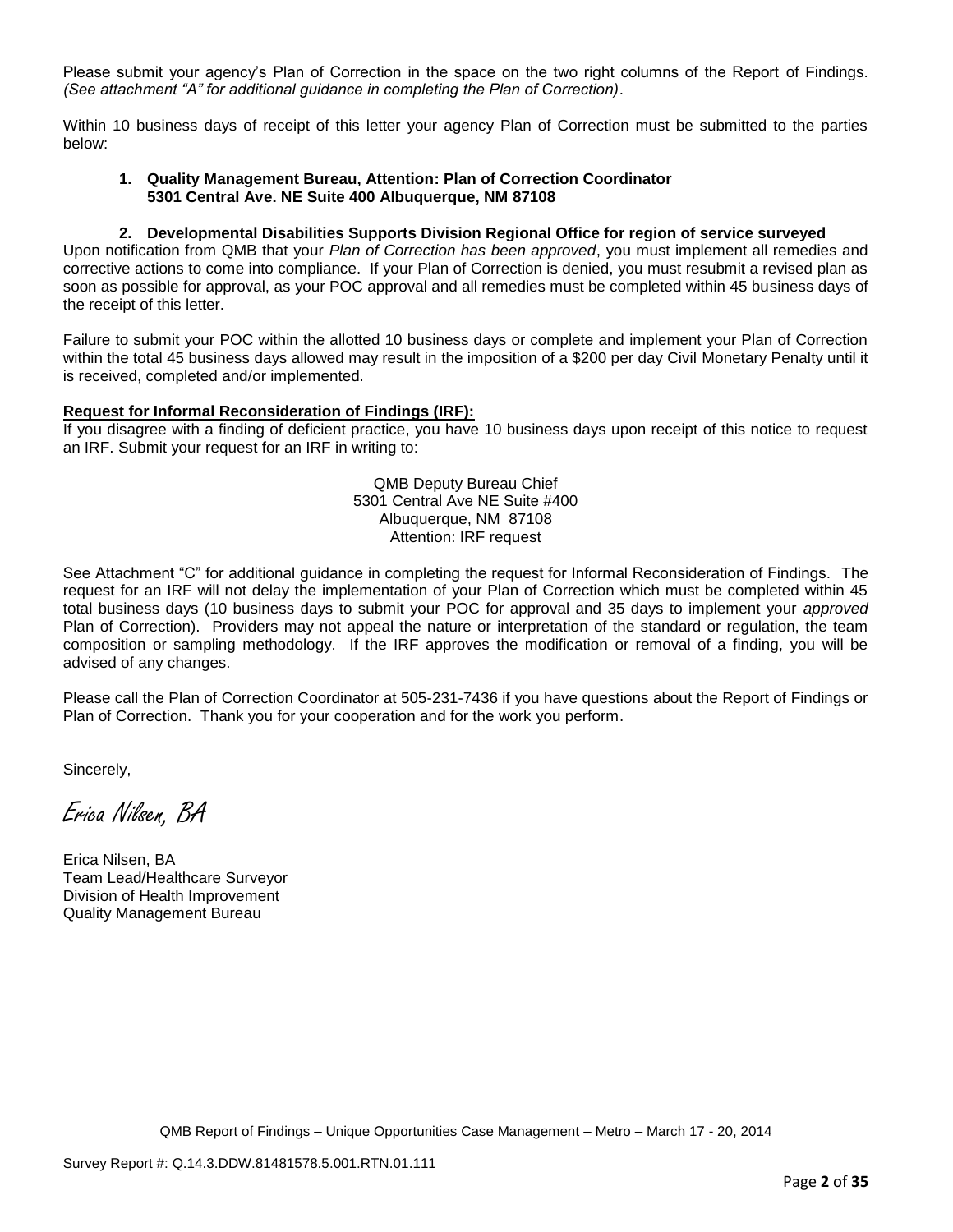Please submit your agency's Plan of Correction in the space on the two right columns of the Report of Findings. *(See attachment "A" for additional guidance in completing the Plan of Correction)*.

Within 10 business days of receipt of this letter your agency Plan of Correction must be submitted to the parties below:

1. **Quality Management Bureau, Attention: Plan of Correction Coordinator**
   **5301 Central Ave. NE Suite 400 Albuquerque, NM 87108**

2. **Developmental Disabilities Supports Division Regional Office for region of service surveyed**

Upon notification from QMB that your *Plan of Correction has been approved*, you must implement all remedies and corrective actions to come into compliance. If your Plan of Correction is denied, you must resubmit a revised plan as soon as possible for approval, as your POC approval and all remedies must be completed within 45 business days of the receipt of this letter.

Failure to submit your POC within the allotted 10 business days or complete and implement your Plan of Correction within the total 45 business days allowed may result in the imposition of a $200 per day Civil Monetary Penalty until it is received, completed and/or implemented.

**<u>Request for Informal Reconsideration of Findings (IRF):</u>**

If you disagree with a finding of deficient practice, you have 10 business days upon receipt of this notice to request an IRF. Submit your request for an IRF in writing to:

QMB Deputy Bureau Chief
5301 Central Ave NE Suite #400
Albuquerque, NM 87108
Attention: IRF request

See Attachment "C" for additional guidance in completing the request for Informal Reconsideration of Findings. The request for an IRF will not delay the implementation of your Plan of Correction which must be completed within 45 total business days (10 business days to submit your POC for approval and 35 days to implement your *approved* Plan of Correction). Providers may not appeal the nature or interpretation of the standard or regulation, the team composition or sampling methodology. If the IRF approves the modification or removal of a finding, you will be advised of any changes.

Please call the Plan of Correction Coordinator at 505-231-7436 if you have questions about the Report of Findings or Plan of Correction. Thank you for your cooperation and for the work you perform.

Sincerely,

*Erica Nilsen, BA*

Erica Nilsen, BA
Team Lead/Healthcare Surveyor
Division of Health Improvement
Quality Management Bureau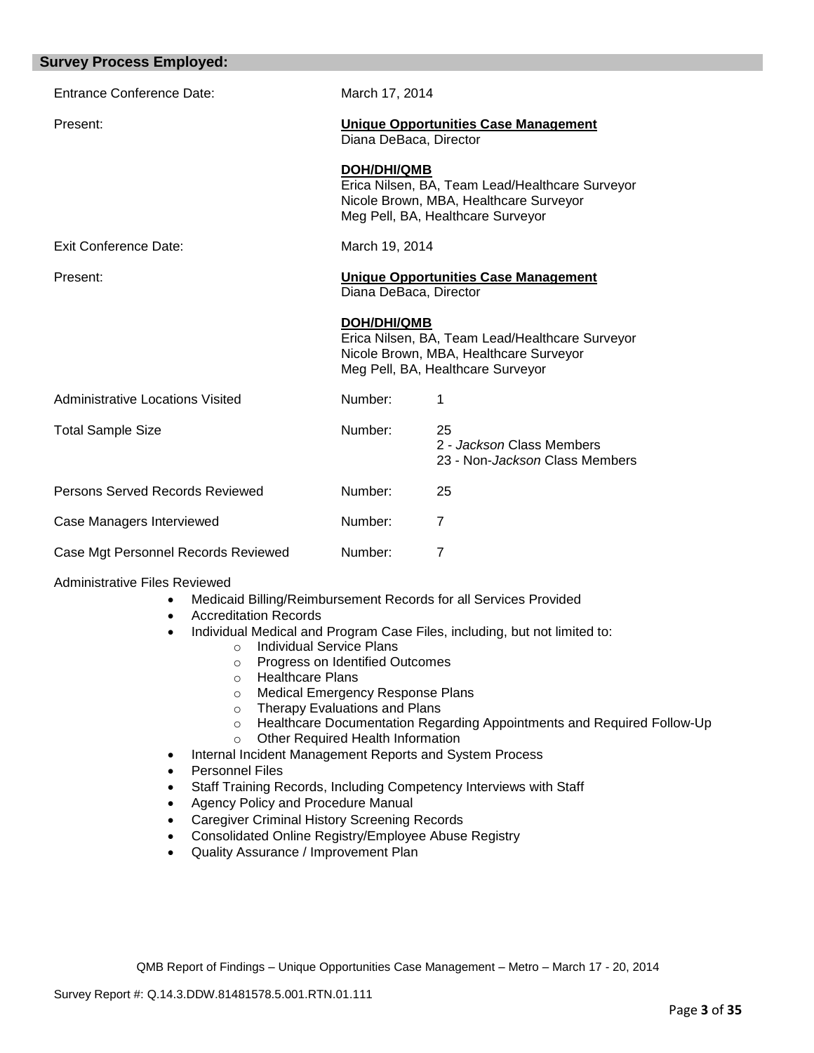## Survey Process Employed:

| | | |
|---|---|---|
| Entrance Conference Date: | March 17, 2014 | |
| Present: | **Unique Opportunities Case Management**<br>Diana DeBaca, Director<br><br>**DOH/DHI/QMB**<br>Erica Nilsen, BA, Team Lead/Healthcare Surveyor<br>Nicole Brown, MBA, Healthcare Surveyor<br>Meg Pell, BA, Healthcare Surveyor | |
| Exit Conference Date: | March 19, 2014 | |
| Present: | **Unique Opportunities Case Management**<br>Diana DeBaca, Director<br><br>**DOH/DHI/QMB**<br>Erica Nilsen, BA, Team Lead/Healthcare Surveyor<br>Nicole Brown, MBA, Healthcare Surveyor<br>Meg Pell, BA, Healthcare Surveyor | |
| Administrative Locations Visited | Number: | 1 |
| Total Sample Size | Number: | 25<br>2 - *Jackson* Class Members<br>23 - Non-*Jackson* Class Members |
| Persons Served Records Reviewed | Number: | 25 |
| Case Managers Interviewed | Number: | 7 |
| Case Mgt Personnel Records Reviewed | Number: | 7 |

Administrative Files Reviewed

- Medicaid Billing/Reimbursement Records for all Services Provided
- Accreditation Records
- Individual Medical and Program Case Files, including, but not limited to:
  - Individual Service Plans
  - Progress on Identified Outcomes
  - Healthcare Plans
  - Medical Emergency Response Plans
  - Therapy Evaluations and Plans
  - Healthcare Documentation Regarding Appointments and Required Follow-Up
  - Other Required Health Information
- Internal Incident Management Reports and System Process
- Personnel Files
- Staff Training Records, Including Competency Interviews with Staff
- Agency Policy and Procedure Manual
- Caregiver Criminal History Screening Records
- Consolidated Online Registry/Employee Abuse Registry
- Quality Assurance / Improvement Plan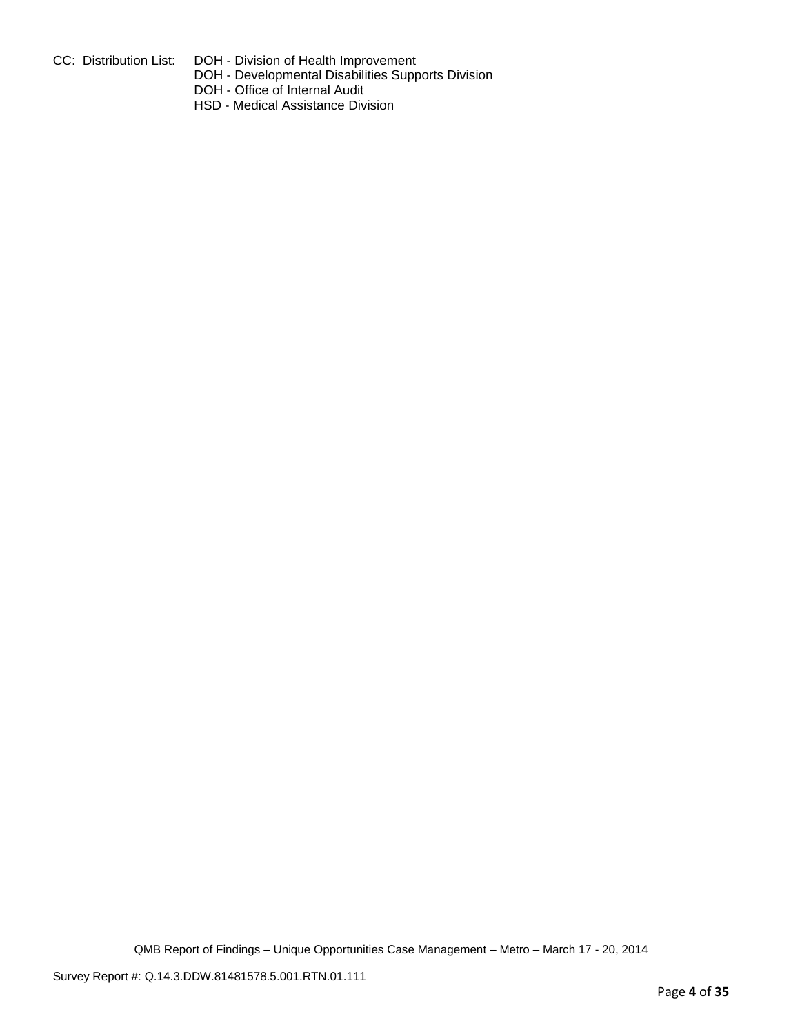CC: Distribution List: DOH - Division of Health Improvement
DOH - Developmental Disabilities Supports Division
DOH - Office of Internal Audit
HSD - Medical Assistance Division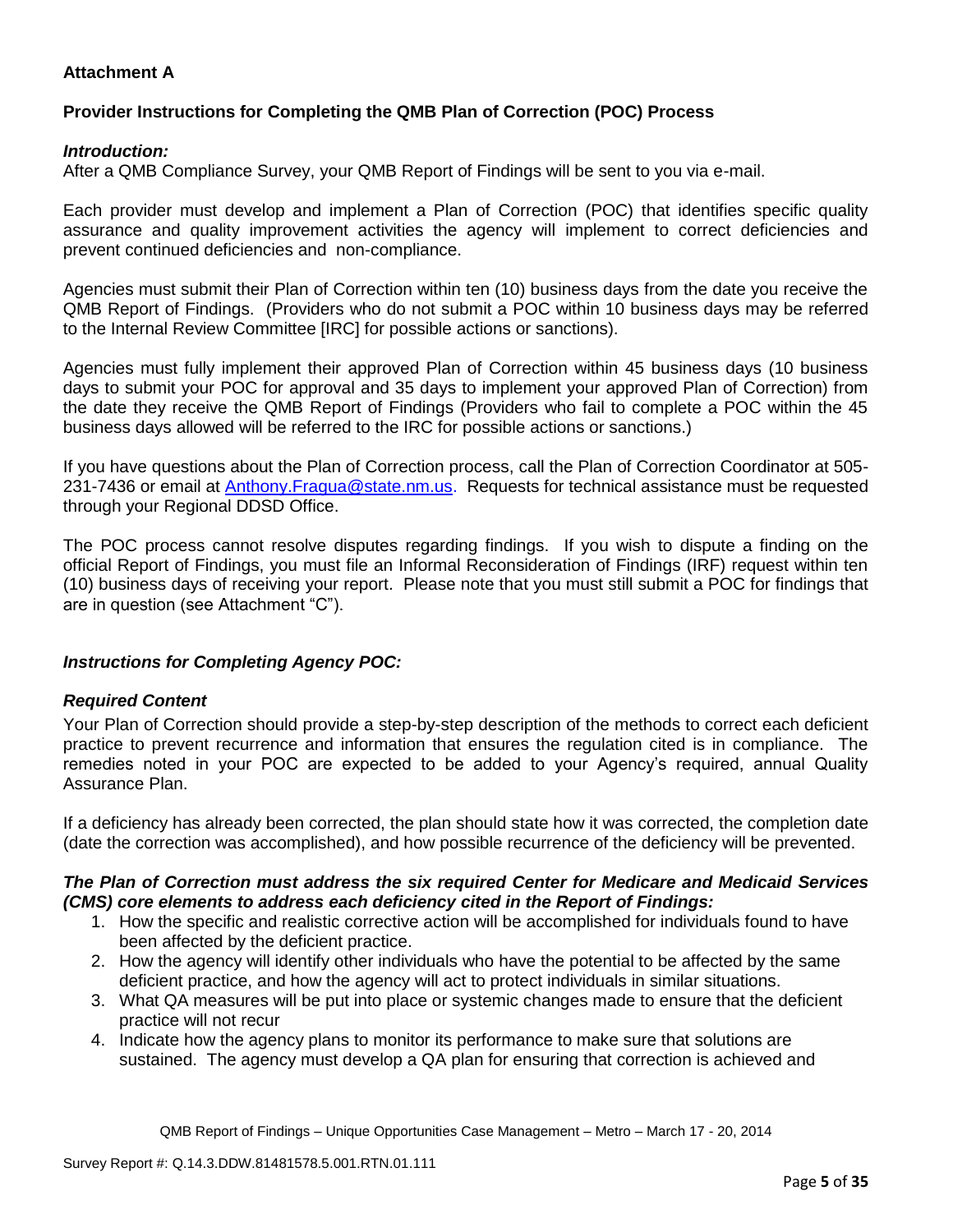**Attachment A**

**Provider Instructions for Completing the QMB Plan of Correction (POC) Process**

***Introduction:***

After a QMB Compliance Survey, your QMB Report of Findings will be sent to you via e-mail.

Each provider must develop and implement a Plan of Correction (POC) that identifies specific quality assurance and quality improvement activities the agency will implement to correct deficiencies and prevent continued deficiencies and non-compliance.

Agencies must submit their Plan of Correction within ten (10) business days from the date you receive the QMB Report of Findings. (Providers who do not submit a POC within 10 business days may be referred to the Internal Review Committee [IRC] for possible actions or sanctions).

Agencies must fully implement their approved Plan of Correction within 45 business days (10 business days to submit your POC for approval and 35 days to implement your approved Plan of Correction) from the date they receive the QMB Report of Findings (Providers who fail to complete a POC within the 45 business days allowed will be referred to the IRC for possible actions or sanctions.)

If you have questions about the Plan of Correction process, call the Plan of Correction Coordinator at 505-231-7436 or email at Anthony.Fragua@state.nm.us. Requests for technical assistance must be requested through your Regional DDSD Office.

The POC process cannot resolve disputes regarding findings. If you wish to dispute a finding on the official Report of Findings, you must file an Informal Reconsideration of Findings (IRF) request within ten (10) business days of receiving your report. Please note that you must still submit a POC for findings that are in question (see Attachment "C").

***Instructions for Completing Agency POC:***

***Required Content***

Your Plan of Correction should provide a step-by-step description of the methods to correct each deficient practice to prevent recurrence and information that ensures the regulation cited is in compliance. The remedies noted in your POC are expected to be added to your Agency's required, annual Quality Assurance Plan.

If a deficiency has already been corrected, the plan should state how it was corrected, the completion date (date the correction was accomplished), and how possible recurrence of the deficiency will be prevented.

***The Plan of Correction must address the six required Center for Medicare and Medicaid Services (CMS) core elements to address each deficiency cited in the Report of Findings:***

1. How the specific and realistic corrective action will be accomplished for individuals found to have been affected by the deficient practice.
2. How the agency will identify other individuals who have the potential to be affected by the same deficient practice, and how the agency will act to protect individuals in similar situations.
3. What QA measures will be put into place or systemic changes made to ensure that the deficient practice will not recur
4. Indicate how the agency plans to monitor its performance to make sure that solutions are sustained. The agency must develop a QA plan for ensuring that correction is achieved and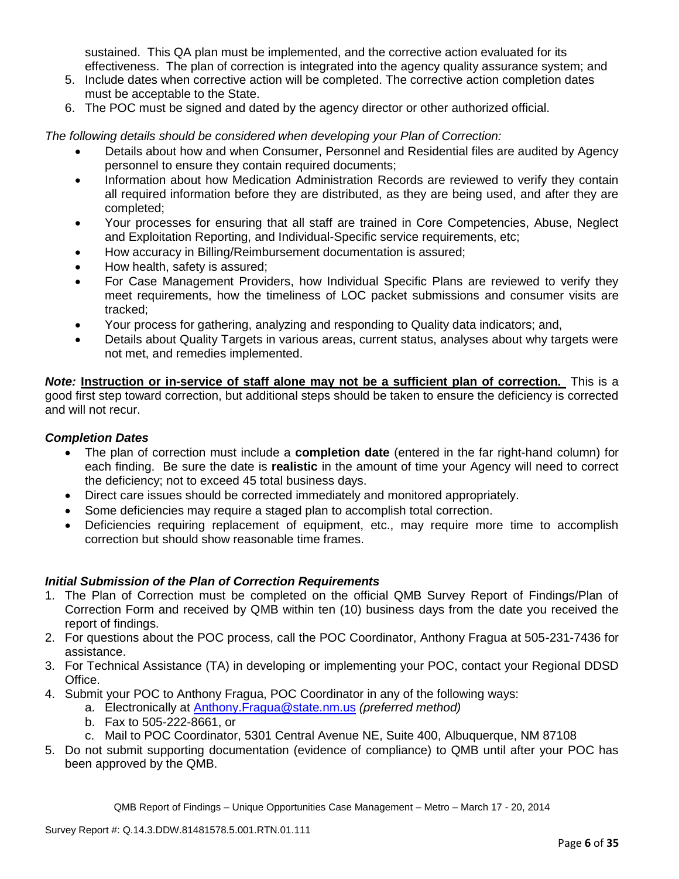sustained. This QA plan must be implemented, and the corrective action evaluated for its effectiveness. The plan of correction is integrated into the agency quality assurance system; and

5. Include dates when corrective action will be completed. The corrective action completion dates must be acceptable to the State.
6. The POC must be signed and dated by the agency director or other authorized official.

*The following details should be considered when developing your Plan of Correction:*

- Details about how and when Consumer, Personnel and Residential files are audited by Agency personnel to ensure they contain required documents;
- Information about how Medication Administration Records are reviewed to verify they contain all required information before they are distributed, as they are being used, and after they are completed;
- Your processes for ensuring that all staff are trained in Core Competencies, Abuse, Neglect and Exploitation Reporting, and Individual-Specific service requirements, etc;
- How accuracy in Billing/Reimbursement documentation is assured;
- How health, safety is assured;
- For Case Management Providers, how Individual Specific Plans are reviewed to verify they meet requirements, how the timeliness of LOC packet submissions and consumer visits are tracked;
- Your process for gathering, analyzing and responding to Quality data indicators; and,
- Details about Quality Targets in various areas, current status, analyses about why targets were not met, and remedies implemented.

***Note:*** **Instruction or in-service of staff alone may not be a sufficient plan of correction.** This is a good first step toward correction, but additional steps should be taken to ensure the deficiency is corrected and will not recur.

### *Completion Dates*

- The plan of correction must include a **completion date** (entered in the far right-hand column) for each finding. Be sure the date is **realistic** in the amount of time your Agency will need to correct the deficiency; not to exceed 45 total business days.
- Direct care issues should be corrected immediately and monitored appropriately.
- Some deficiencies may require a staged plan to accomplish total correction.
- Deficiencies requiring replacement of equipment, etc., may require more time to accomplish correction but should show reasonable time frames.

### *Initial Submission of the Plan of Correction Requirements*

1. The Plan of Correction must be completed on the official QMB Survey Report of Findings/Plan of Correction Form and received by QMB within ten (10) business days from the date you received the report of findings.
2. For questions about the POC process, call the POC Coordinator, Anthony Fragua at 505-231-7436 for assistance.
3. For Technical Assistance (TA) in developing or implementing your POC, contact your Regional DDSD Office.
4. Submit your POC to Anthony Fragua, POC Coordinator in any of the following ways:
   a. Electronically at Anthony.Fragua@state.nm.us *(preferred method)*
   b. Fax to 505-222-8661, or
   c. Mail to POC Coordinator, 5301 Central Avenue NE, Suite 400, Albuquerque, NM 87108
5. Do not submit supporting documentation (evidence of compliance) to QMB until after your POC has been approved by the QMB.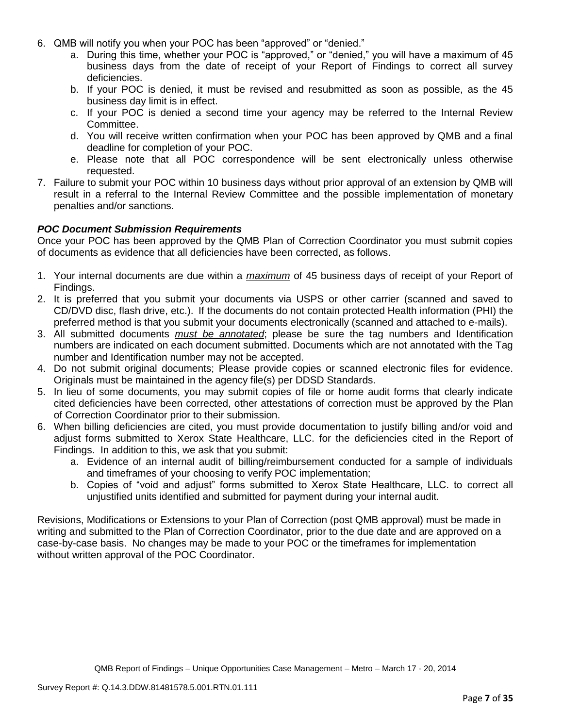6. QMB will notify you when your POC has been "approved" or "denied."
   a. During this time, whether your POC is "approved," or "denied," you will have a maximum of 45 business days from the date of receipt of your Report of Findings to correct all survey deficiencies.
   b. If your POC is denied, it must be revised and resubmitted as soon as possible, as the 45 business day limit is in effect.
   c. If your POC is denied a second time your agency may be referred to the Internal Review Committee.
   d. You will receive written confirmation when your POC has been approved by QMB and a final deadline for completion of your POC.
   e. Please note that all POC correspondence will be sent electronically unless otherwise requested.
7. Failure to submit your POC within 10 business days without prior approval of an extension by QMB will result in a referral to the Internal Review Committee and the possible implementation of monetary penalties and/or sanctions.

***POC Document Submission Requirements***

Once your POC has been approved by the QMB Plan of Correction Coordinator you must submit copies of documents as evidence that all deficiencies have been corrected, as follows.

1. Your internal documents are due within a ***maximum*** of 45 business days of receipt of your Report of Findings.
2. It is preferred that you submit your documents via USPS or other carrier (scanned and saved to CD/DVD disc, flash drive, etc.). If the documents do not contain protected Health information (PHI) the preferred method is that you submit your documents electronically (scanned and attached to e-mails).
3. All submitted documents ***must be annotated***; please be sure the tag numbers and Identification numbers are indicated on each document submitted. Documents which are not annotated with the Tag number and Identification number may not be accepted.
4. Do not submit original documents; Please provide copies or scanned electronic files for evidence. Originals must be maintained in the agency file(s) per DDSD Standards.
5. In lieu of some documents, you may submit copies of file or home audit forms that clearly indicate cited deficiencies have been corrected, other attestations of correction must be approved by the Plan of Correction Coordinator prior to their submission.
6. When billing deficiencies are cited, you must provide documentation to justify billing and/or void and adjust forms submitted to Xerox State Healthcare, LLC. for the deficiencies cited in the Report of Findings. In addition to this, we ask that you submit:
   a. Evidence of an internal audit of billing/reimbursement conducted for a sample of individuals and timeframes of your choosing to verify POC implementation;
   b. Copies of "void and adjust" forms submitted to Xerox State Healthcare, LLC. to correct all unjustified units identified and submitted for payment during your internal audit.

Revisions, Modifications or Extensions to your Plan of Correction (post QMB approval) must be made in writing and submitted to the Plan of Correction Coordinator, prior to the due date and are approved on a case-by-case basis. No changes may be made to your POC or the timeframes for implementation without written approval of the POC Coordinator.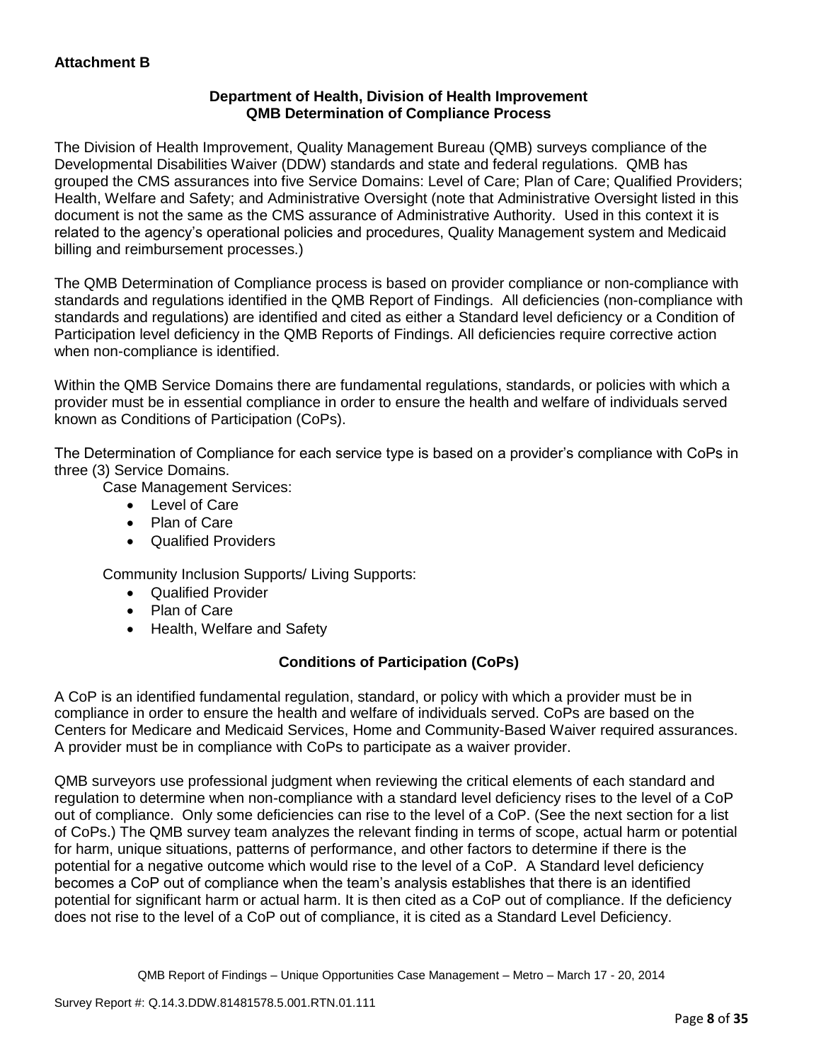**Attachment B**

**Department of Health, Division of Health Improvement**
**QMB Determination of Compliance Process**

The Division of Health Improvement, Quality Management Bureau (QMB) surveys compliance of the Developmental Disabilities Waiver (DDW) standards and state and federal regulations. QMB has grouped the CMS assurances into five Service Domains: Level of Care; Plan of Care; Qualified Providers; Health, Welfare and Safety; and Administrative Oversight (note that Administrative Oversight listed in this document is not the same as the CMS assurance of Administrative Authority. Used in this context it is related to the agency's operational policies and procedures, Quality Management system and Medicaid billing and reimbursement processes.)

The QMB Determination of Compliance process is based on provider compliance or non-compliance with standards and regulations identified in the QMB Report of Findings. All deficiencies (non-compliance with standards and regulations) are identified and cited as either a Standard level deficiency or a Condition of Participation level deficiency in the QMB Reports of Findings. All deficiencies require corrective action when non-compliance is identified.

Within the QMB Service Domains there are fundamental regulations, standards, or policies with which a provider must be in essential compliance in order to ensure the health and welfare of individuals served known as Conditions of Participation (CoPs).

The Determination of Compliance for each service type is based on a provider's compliance with CoPs in three (3) Service Domains.

Case Management Services:

- Level of Care
- Plan of Care
- Qualified Providers

Community Inclusion Supports/ Living Supports:

- Qualified Provider
- Plan of Care
- Health, Welfare and Safety

**Conditions of Participation (CoPs)**

A CoP is an identified fundamental regulation, standard, or policy with which a provider must be in compliance in order to ensure the health and welfare of individuals served. CoPs are based on the Centers for Medicare and Medicaid Services, Home and Community-Based Waiver required assurances. A provider must be in compliance with CoPs to participate as a waiver provider.

QMB surveyors use professional judgment when reviewing the critical elements of each standard and regulation to determine when non-compliance with a standard level deficiency rises to the level of a CoP out of compliance. Only some deficiencies can rise to the level of a CoP. (See the next section for a list of CoPs.) The QMB survey team analyzes the relevant finding in terms of scope, actual harm or potential for harm, unique situations, patterns of performance, and other factors to determine if there is the potential for a negative outcome which would rise to the level of a CoP. A Standard level deficiency becomes a CoP out of compliance when the team's analysis establishes that there is an identified potential for significant harm or actual harm. It is then cited as a CoP out of compliance. If the deficiency does not rise to the level of a CoP out of compliance, it is cited as a Standard Level Deficiency.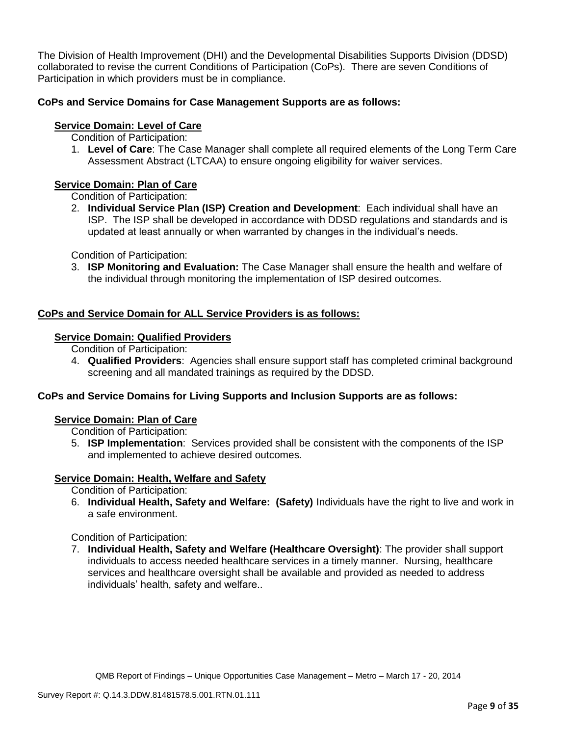The Division of Health Improvement (DHI) and the Developmental Disabilities Supports Division (DDSD) collaborated to revise the current Conditions of Participation (CoPs). There are seven Conditions of Participation in which providers must be in compliance.

**CoPs and Service Domains for Case Management Supports are as follows:**

**Service Domain: Level of Care**

Condition of Participation:

1. **Level of Care**: The Case Manager shall complete all required elements of the Long Term Care Assessment Abstract (LTCAA) to ensure ongoing eligibility for waiver services.

**Service Domain: Plan of Care**

Condition of Participation:

2. **Individual Service Plan (ISP) Creation and Development**: Each individual shall have an ISP. The ISP shall be developed in accordance with DDSD regulations and standards and is updated at least annually or when warranted by changes in the individual's needs.

Condition of Participation:

3. **ISP Monitoring and Evaluation:** The Case Manager shall ensure the health and welfare of the individual through monitoring the implementation of ISP desired outcomes.

**CoPs and Service Domain for ALL Service Providers is as follows:**

**Service Domain: Qualified Providers**

Condition of Participation:

4. **Qualified Providers**: Agencies shall ensure support staff has completed criminal background screening and all mandated trainings as required by the DDSD.

**CoPs and Service Domains for Living Supports and Inclusion Supports are as follows:**

**Service Domain: Plan of Care**

Condition of Participation:

5. **ISP Implementation**: Services provided shall be consistent with the components of the ISP and implemented to achieve desired outcomes.

**Service Domain: Health, Welfare and Safety**

Condition of Participation:

6. **Individual Health, Safety and Welfare: (Safety)** Individuals have the right to live and work in a safe environment.

Condition of Participation:

7. **Individual Health, Safety and Welfare (Healthcare Oversight)**: The provider shall support individuals to access needed healthcare services in a timely manner. Nursing, healthcare services and healthcare oversight shall be available and provided as needed to address individuals' health, safety and welfare..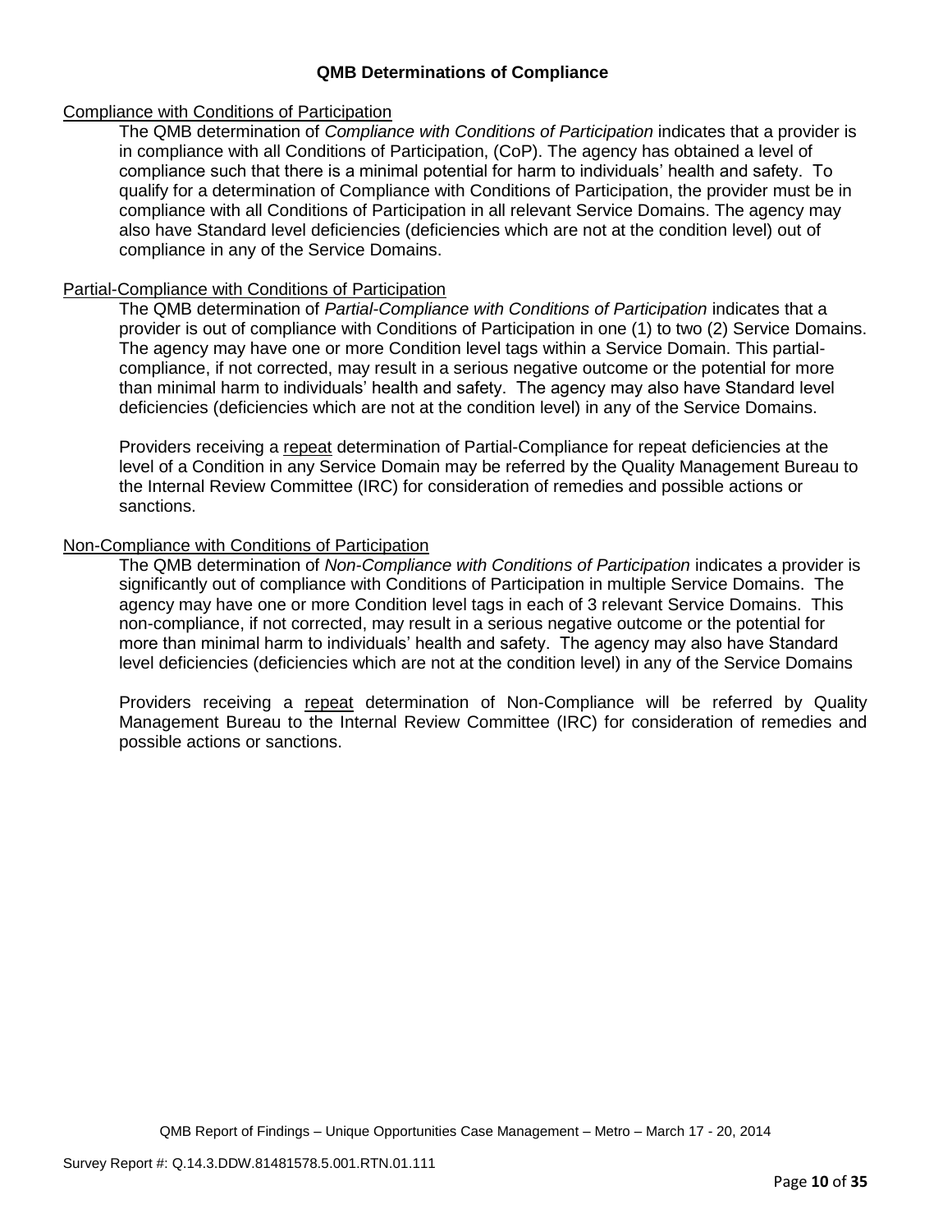## QMB Determinations of Compliance

Compliance with Conditions of Participation

The QMB determination of *Compliance with Conditions of Participation* indicates that a provider is in compliance with all Conditions of Participation, (CoP). The agency has obtained a level of compliance such that there is a minimal potential for harm to individuals' health and safety. To qualify for a determination of Compliance with Conditions of Participation, the provider must be in compliance with all Conditions of Participation in all relevant Service Domains. The agency may also have Standard level deficiencies (deficiencies which are not at the condition level) out of compliance in any of the Service Domains.

Partial-Compliance with Conditions of Participation

The QMB determination of *Partial-Compliance with Conditions of Participation* indicates that a provider is out of compliance with Conditions of Participation in one (1) to two (2) Service Domains. The agency may have one or more Condition level tags within a Service Domain. This partial-compliance, if not corrected, may result in a serious negative outcome or the potential for more than minimal harm to individuals' health and safety. The agency may also have Standard level deficiencies (deficiencies which are not at the condition level) in any of the Service Domains.

Providers receiving a repeat determination of Partial-Compliance for repeat deficiencies at the level of a Condition in any Service Domain may be referred by the Quality Management Bureau to the Internal Review Committee (IRC) for consideration of remedies and possible actions or sanctions.

Non-Compliance with Conditions of Participation

The QMB determination of *Non-Compliance with Conditions of Participation* indicates a provider is significantly out of compliance with Conditions of Participation in multiple Service Domains. The agency may have one or more Condition level tags in each of 3 relevant Service Domains. This non-compliance, if not corrected, may result in a serious negative outcome or the potential for more than minimal harm to individuals' health and safety. The agency may also have Standard level deficiencies (deficiencies which are not at the condition level) in any of the Service Domains

Providers receiving a repeat determination of Non-Compliance will be referred by Quality Management Bureau to the Internal Review Committee (IRC) for consideration of remedies and possible actions or sanctions.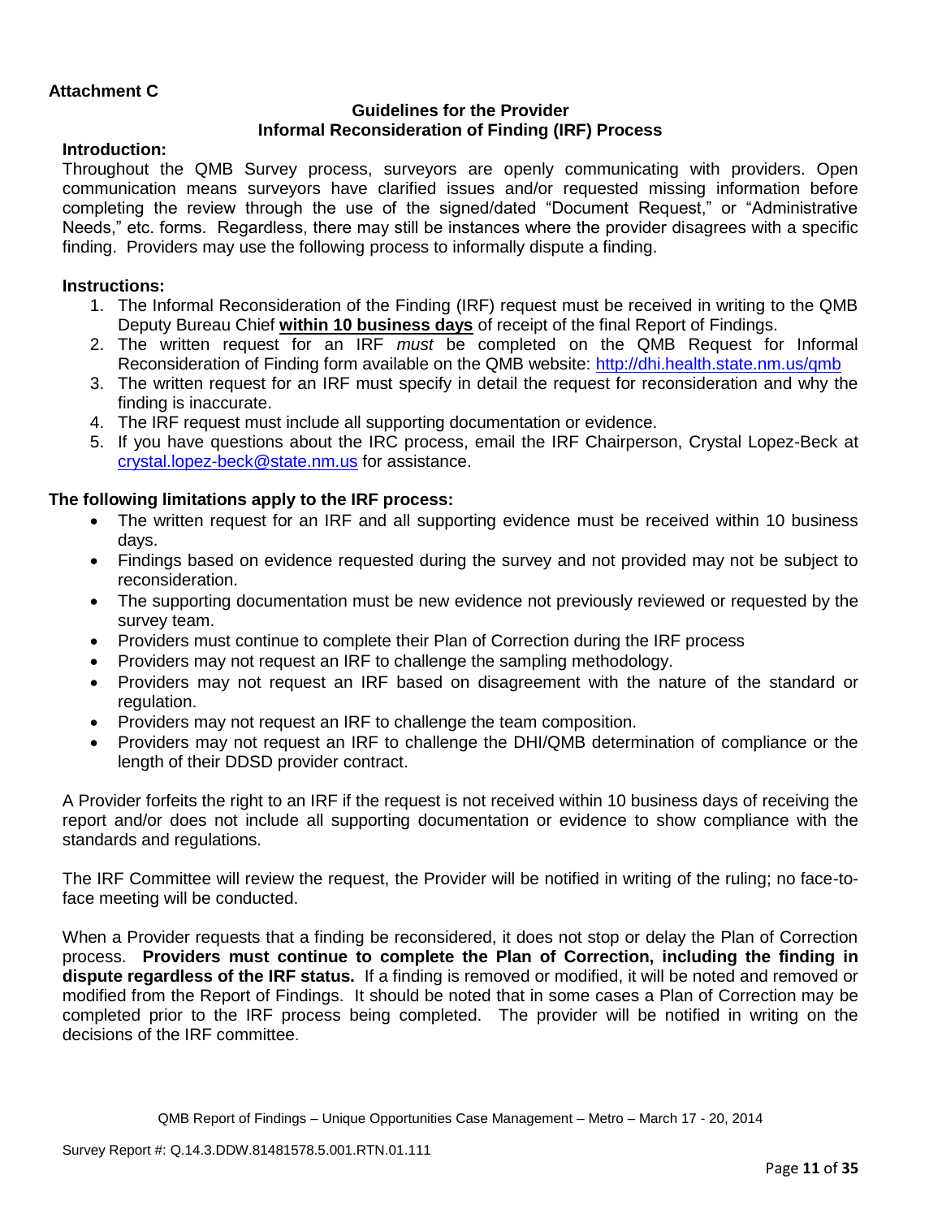**Attachment C**

## Guidelines for the Provider
## Informal Reconsideration of Finding (IRF) Process

**Introduction:**

Throughout the QMB Survey process, surveyors are openly communicating with providers. Open communication means surveyors have clarified issues and/or requested missing information before completing the review through the use of the signed/dated "Document Request," or "Administrative Needs," etc. forms. Regardless, there may still be instances where the provider disagrees with a specific finding. Providers may use the following process to informally dispute a finding.

**Instructions:**

1. The Informal Reconsideration of the Finding (IRF) request must be received in writing to the QMB Deputy Bureau Chief **within 10 business days** of receipt of the final Report of Findings.
2. The written request for an IRF *must* be completed on the QMB Request for Informal Reconsideration of Finding form available on the QMB website: http://dhi.health.state.nm.us/qmb
3. The written request for an IRF must specify in detail the request for reconsideration and why the finding is inaccurate.
4. The IRF request must include all supporting documentation or evidence.
5. If you have questions about the IRC process, email the IRF Chairperson, Crystal Lopez-Beck at crystal.lopez-beck@state.nm.us for assistance.

**The following limitations apply to the IRF process:**

- The written request for an IRF and all supporting evidence must be received within 10 business days.
- Findings based on evidence requested during the survey and not provided may not be subject to reconsideration.
- The supporting documentation must be new evidence not previously reviewed or requested by the survey team.
- Providers must continue to complete their Plan of Correction during the IRF process
- Providers may not request an IRF to challenge the sampling methodology.
- Providers may not request an IRF based on disagreement with the nature of the standard or regulation.
- Providers may not request an IRF to challenge the team composition.
- Providers may not request an IRF to challenge the DHI/QMB determination of compliance or the length of their DDSD provider contract.

A Provider forfeits the right to an IRF if the request is not received within 10 business days of receiving the report and/or does not include all supporting documentation or evidence to show compliance with the standards and regulations.

The IRF Committee will review the request, the Provider will be notified in writing of the ruling; no face-to-face meeting will be conducted.

When a Provider requests that a finding be reconsidered, it does not stop or delay the Plan of Correction process. **Providers must continue to complete the Plan of Correction, including the finding in dispute regardless of the IRF status.** If a finding is removed or modified, it will be noted and removed or modified from the Report of Findings. It should be noted that in some cases a Plan of Correction may be completed prior to the IRF process being completed. The provider will be notified in writing on the decisions of the IRF committee.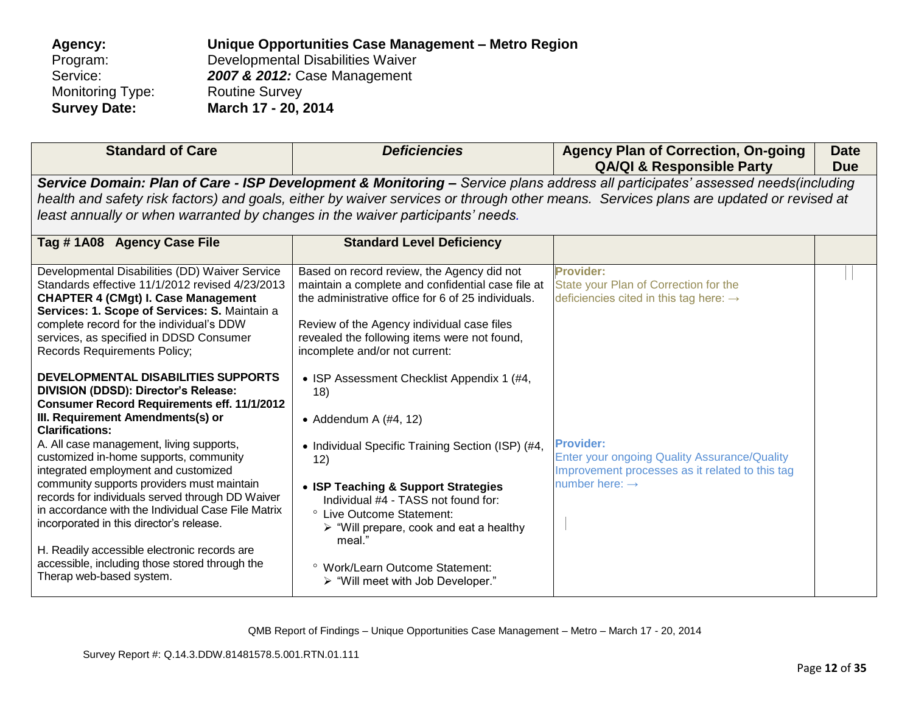**Agency:** **Unique Opportunities Case Management – Metro Region**
Program: Developmental Disabilities Waiver
Service: ***2007 & 2012:*** Case Management
Monitoring Type: Routine Survey
**Survey Date:** **March 17 - 20, 2014**

| Standard of Care | *Deficiencies* | Agency Plan of Correction, On-going QA/QI & Responsible Party | Date Due |
|---|---|---|---|
| ***Service Domain: Plan of Care - ISP Development & Monitoring –*** *Service plans address all participates' assessed needs(including health and safety risk factors) and goals, either by waiver services or through other means. Services plans are updated or revised at least annually or when warranted by changes in the waiver participants' needs.* | | | |
| **Tag # 1A08 Agency Case File** | **Standard Level Deficiency** | | |
| Developmental Disabilities (DD) Waiver Service Standards effective 11/1/2012 revised 4/23/2013 **CHAPTER 4 (CMgt) I. Case Management Services: 1. Scope of Services: S.** Maintain a complete record for the individual's DDW services, as specified in DDSD Consumer Records Requirements Policy;<br><br>**DEVELOPMENTAL DISABILITIES SUPPORTS DIVISION (DDSD): Director's Release: Consumer Record Requirements eff. 11/1/2012 III. Requirement Amendments(s) or Clarifications:**<br>A. All case management, living supports, customized in-home supports, community integrated employment and customized community supports providers must maintain records for individuals served through DD Waiver in accordance with the Individual Case File Matrix incorporated in this director's release.<br><br>H. Readily accessible electronic records are accessible, including those stored through the Therap web-based system. | Based on record review, the Agency did not maintain a complete and confidential case file at the administrative office for 6 of 25 individuals.<br><br>Review of the Agency individual case files revealed the following items were not found, incomplete and/or not current:<br><br>• ISP Assessment Checklist Appendix 1 (#4, 18)<br><br>• Addendum A (#4, 12)<br><br>• Individual Specific Training Section (ISP) (#4, 12)<br><br>• **ISP Teaching & Support Strategies**<br>Individual #4 - TASS not found for:<br>° Live Outcome Statement:<br>➢ "Will prepare, cook and eat a healthy meal."<br><br>° Work/Learn Outcome Statement:<br>➢ "Will meet with Job Developer." | **Provider:**<br>State your Plan of Correction for the deficiencies cited in this tag here: →<br><br>**Provider:**<br>Enter your ongoing Quality Assurance/Quality Improvement processes as it related to this tag number here: → | |

QMB Report of Findings – Unique Opportunities Case Management – Metro – March 17 - 20, 2014

Survey Report #: Q.14.3.DDW.81481578.5.001.RTN.01.111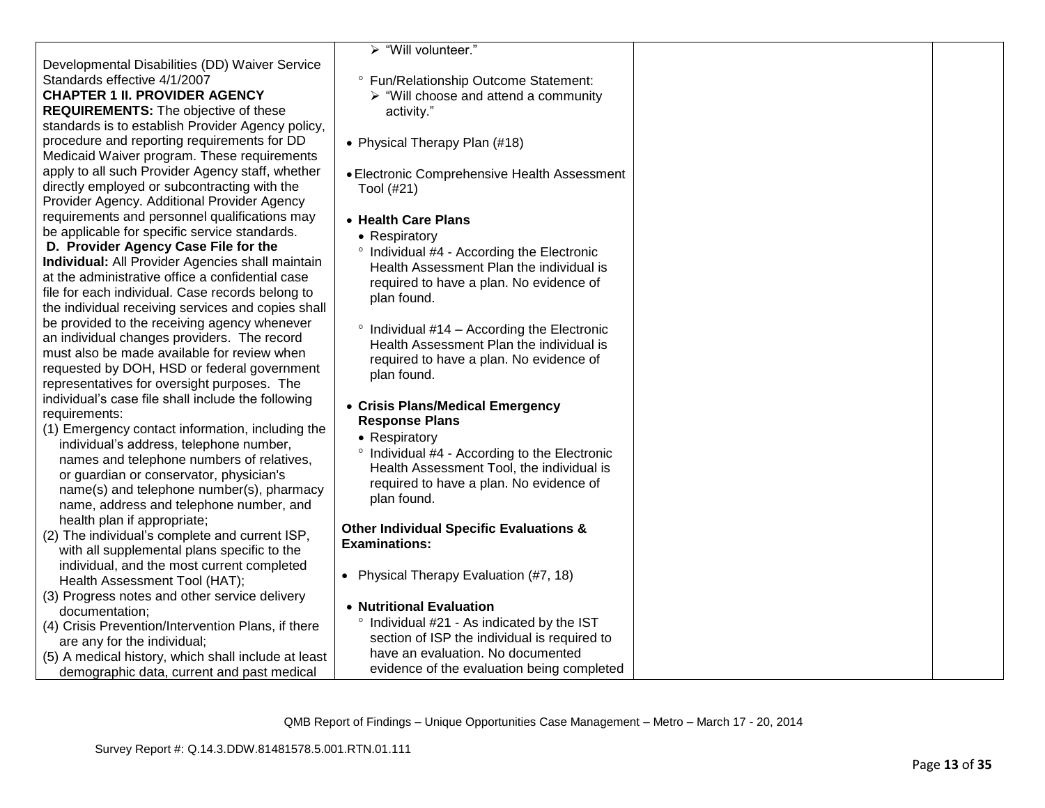| | | | |
|---|---|---|---|
| Developmental Disabilities (DD) Waiver Service Standards effective 4/1/2007<br>**CHAPTER 1 II. PROVIDER AGENCY REQUIREMENTS:** The objective of these standards is to establish Provider Agency policy, procedure and reporting requirements for DD Medicaid Waiver program. These requirements apply to all such Provider Agency staff, whether directly employed or subcontracting with the Provider Agency. Additional Provider Agency requirements and personnel qualifications may be applicable for specific service standards.<br>**D. Provider Agency Case File for the Individual:** All Provider Agencies shall maintain at the administrative office a confidential case file for each individual. Case records belong to the individual receiving services and copies shall be provided to the receiving agency whenever an individual changes providers. The record must also be made available for review when requested by DOH, HSD or federal government representatives for oversight purposes. The individual's case file shall include the following requirements:<br>(1) Emergency contact information, including the individual's address, telephone number, names and telephone numbers of relatives, or guardian or conservator, physician's name(s) and telephone number(s), pharmacy name, address and telephone number, and health plan if appropriate;<br>(2) The individual's complete and current ISP, with all supplemental plans specific to the individual, and the most current completed Health Assessment Tool (HAT);<br>(3) Progress notes and other service delivery documentation;<br>(4) Crisis Prevention/Intervention Plans, if there are any for the individual;<br>(5) A medical history, which shall include at least demographic data, current and past medical | ➢ "Will volunteer."<br><br>° Fun/Relationship Outcome Statement:<br>➢ "Will choose and attend a community activity."<br><br>• Physical Therapy Plan (#18)<br><br>• Electronic Comprehensive Health Assessment Tool (#21)<br><br>• **Health Care Plans**<br>• Respiratory<br>° Individual #4 - According the Electronic Health Assessment Plan the individual is required to have a plan. No evidence of plan found.<br><br>° Individual #14 – According the Electronic Health Assessment Plan the individual is required to have a plan. No evidence of plan found.<br><br>• **Crisis Plans/Medical Emergency Response Plans**<br>• Respiratory<br>° Individual #4 - According to the Electronic Health Assessment Tool, the individual is required to have a plan. No evidence of plan found.<br><br>**Other Individual Specific Evaluations & Examinations:**<br><br>• Physical Therapy Evaluation (#7, 18)<br><br>• **Nutritional Evaluation**<br>° Individual #21 - As indicated by the IST section of ISP the individual is required to have an evaluation. No documented evidence of the evaluation being completed | | |

QMB Report of Findings – Unique Opportunities Case Management – Metro – March 17 - 20, 2014

Survey Report #: Q.14.3.DDW.81481578.5.001.RTN.01.111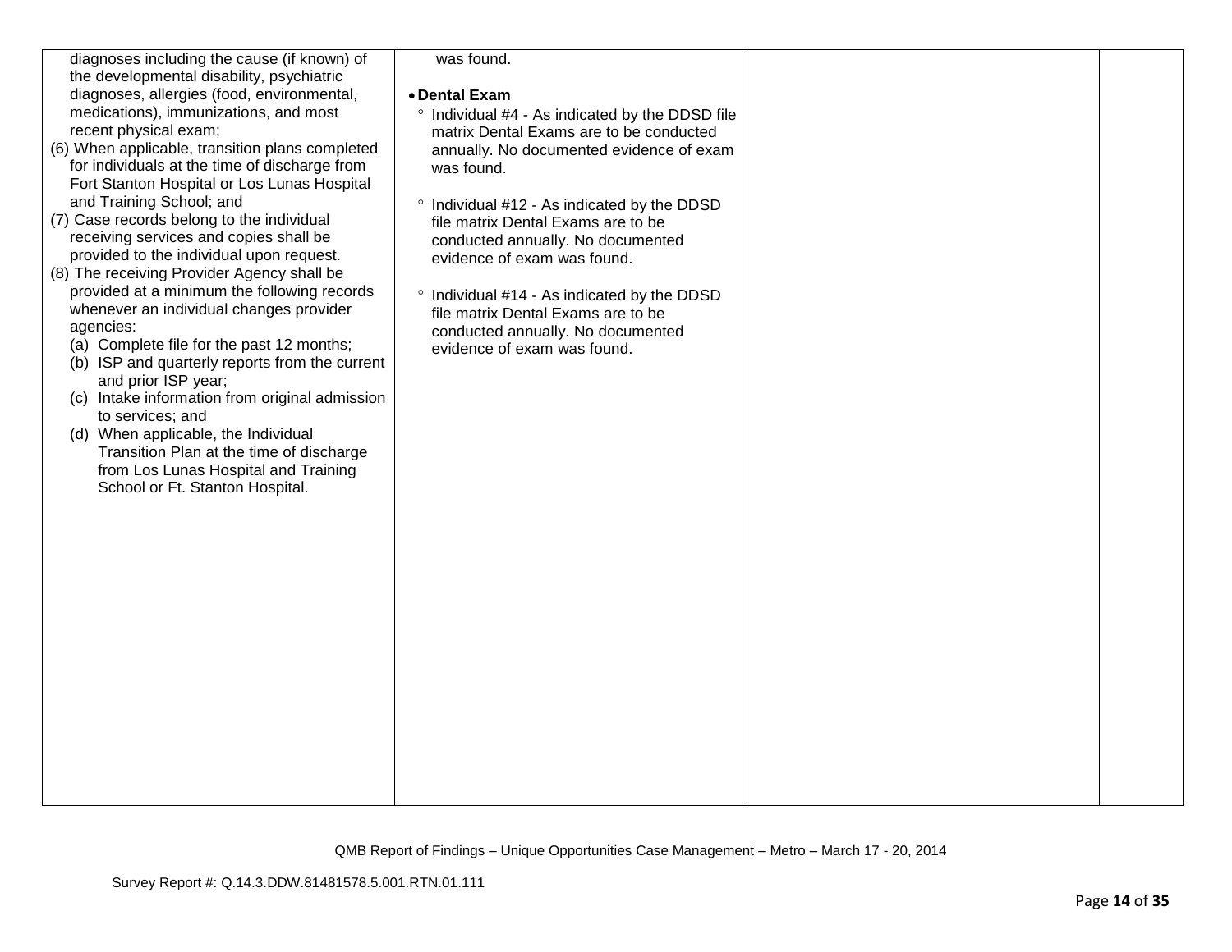| | | | |
|---|---|---|---|
| diagnoses including the cause (if known) of the developmental disability, psychiatric diagnoses, allergies (food, environmental, medications), immunizations, and most recent physical exam;<br>(6) When applicable, transition plans completed for individuals at the time of discharge from Fort Stanton Hospital or Los Lunas Hospital and Training School; and<br>(7) Case records belong to the individual receiving services and copies shall be provided to the individual upon request.<br>(8) The receiving Provider Agency shall be provided at a minimum the following records whenever an individual changes provider agencies:<br>(a) Complete file for the past 12 months;<br>(b) ISP and quarterly reports from the current and prior ISP year;<br>(c) Intake information from original admission to services; and<br>(d) When applicable, the Individual Transition Plan at the time of discharge from Los Lunas Hospital and Training School or Ft. Stanton Hospital. | was found.<br><br>• **Dental Exam**<br>° Individual #4 - As indicated by the DDSD file matrix Dental Exams are to be conducted annually. No documented evidence of exam was found.<br><br>° Individual #12 - As indicated by the DDSD file matrix Dental Exams are to be conducted annually. No documented evidence of exam was found.<br><br>° Individual #14 - As indicated by the DDSD file matrix Dental Exams are to be conducted annually. No documented evidence of exam was found. | | |

QMB Report of Findings – Unique Opportunities Case Management – Metro – March 17 - 20, 2014

Survey Report #: Q.14.3.DDW.81481578.5.001.RTN.01.111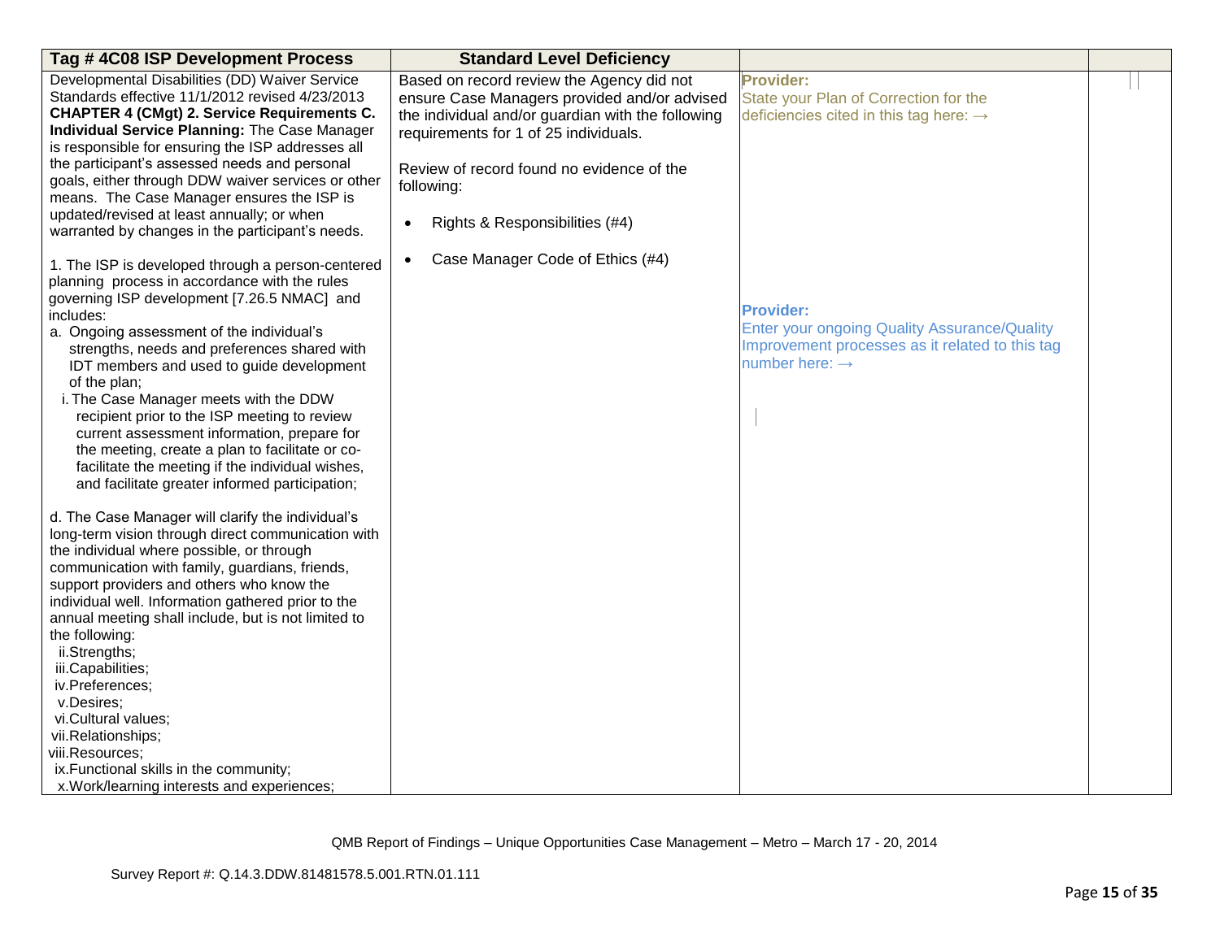| Tag # 4C08 ISP Development Process | Standard Level Deficiency | | |
|---|---|---|---|
| Developmental Disabilities (DD) Waiver Service Standards effective 11/1/2012 revised 4/23/2013 **CHAPTER 4 (CMgt) 2. Service Requirements C. Individual Service Planning:** The Case Manager is responsible for ensuring the ISP addresses all the participant's assessed needs and personal goals, either through DDW waiver services or other means. The Case Manager ensures the ISP is updated/revised at least annually; or when warranted by changes in the participant's needs.<br><br>1. The ISP is developed through a person-centered planning process in accordance with the rules governing ISP development [7.26.5 NMAC] and includes:<br>a. Ongoing assessment of the individual's strengths, needs and preferences shared with IDT members and used to guide development of the plan;<br>i. The Case Manager meets with the DDW recipient prior to the ISP meeting to review current assessment information, prepare for the meeting, create a plan to facilitate or co-facilitate the meeting if the individual wishes, and facilitate greater informed participation;<br><br>d. The Case Manager will clarify the individual's long-term vision through direct communication with the individual where possible, or through communication with family, guardians, friends, support providers and others who know the individual well. Information gathered prior to the annual meeting shall include, but is not limited to the following:<br>ii. Strengths;<br>iii. Capabilities;<br>iv. Preferences;<br>v. Desires;<br>vi. Cultural values;<br>vii. Relationships;<br>viii. Resources;<br>ix. Functional skills in the community;<br>x. Work/learning interests and experiences; | Based on record review the Agency did not ensure Case Managers provided and/or advised the individual and/or guardian with the following requirements for 1 of 25 individuals.<br><br>Review of record found no evidence of the following:<br><br>• Rights & Responsibilities (#4)<br><br>• Case Manager Code of Ethics (#4) | **Provider:**<br>State your Plan of Correction for the deficiencies cited in this tag here: →<br><br>**Provider:**<br>Enter your ongoing Quality Assurance/Quality Improvement processes as it related to this tag number here: → | |

QMB Report of Findings – Unique Opportunities Case Management – Metro – March 17 - 20, 2014

Survey Report #: Q.14.3.DDW.81481578.5.001.RTN.01.111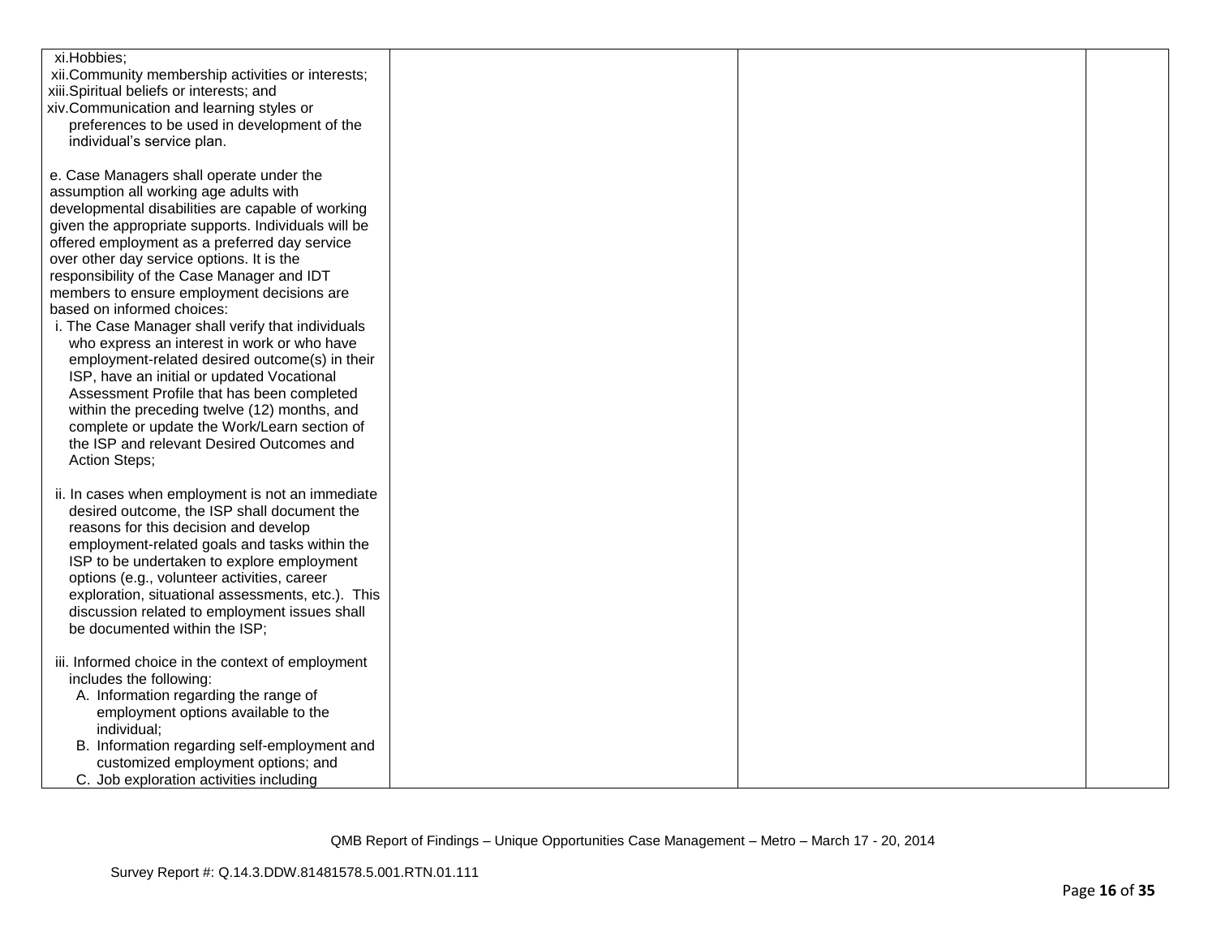| | | | |
|---|---|---|---|
| xi. Hobbies;<br>xii. Community membership activities or interests;<br>xiii. Spiritual beliefs or interests; and<br>xiv. Communication and learning styles or preferences to be used in development of the individual's service plan.<br><br>e. Case Managers shall operate under the assumption all working age adults with developmental disabilities are capable of working given the appropriate supports. Individuals will be offered employment as a preferred day service over other day service options. It is the responsibility of the Case Manager and IDT members to ensure employment decisions are based on informed choices:<br>i. The Case Manager shall verify that individuals who express an interest in work or who have employment-related desired outcome(s) in their ISP, have an initial or updated Vocational Assessment Profile that has been completed within the preceding twelve (12) months, and complete or update the Work/Learn section of the ISP and relevant Desired Outcomes and Action Steps;<br><br>ii. In cases when employment is not an immediate desired outcome, the ISP shall document the reasons for this decision and develop employment-related goals and tasks within the ISP to be undertaken to explore employment options (e.g., volunteer activities, career exploration, situational assessments, etc.). This discussion related to employment issues shall be documented within the ISP;<br><br>iii. Informed choice in the context of employment includes the following:<br>A. Information regarding the range of employment options available to the individual;<br>B. Information regarding self-employment and customized employment options; and<br>C. Job exploration activities including | | | |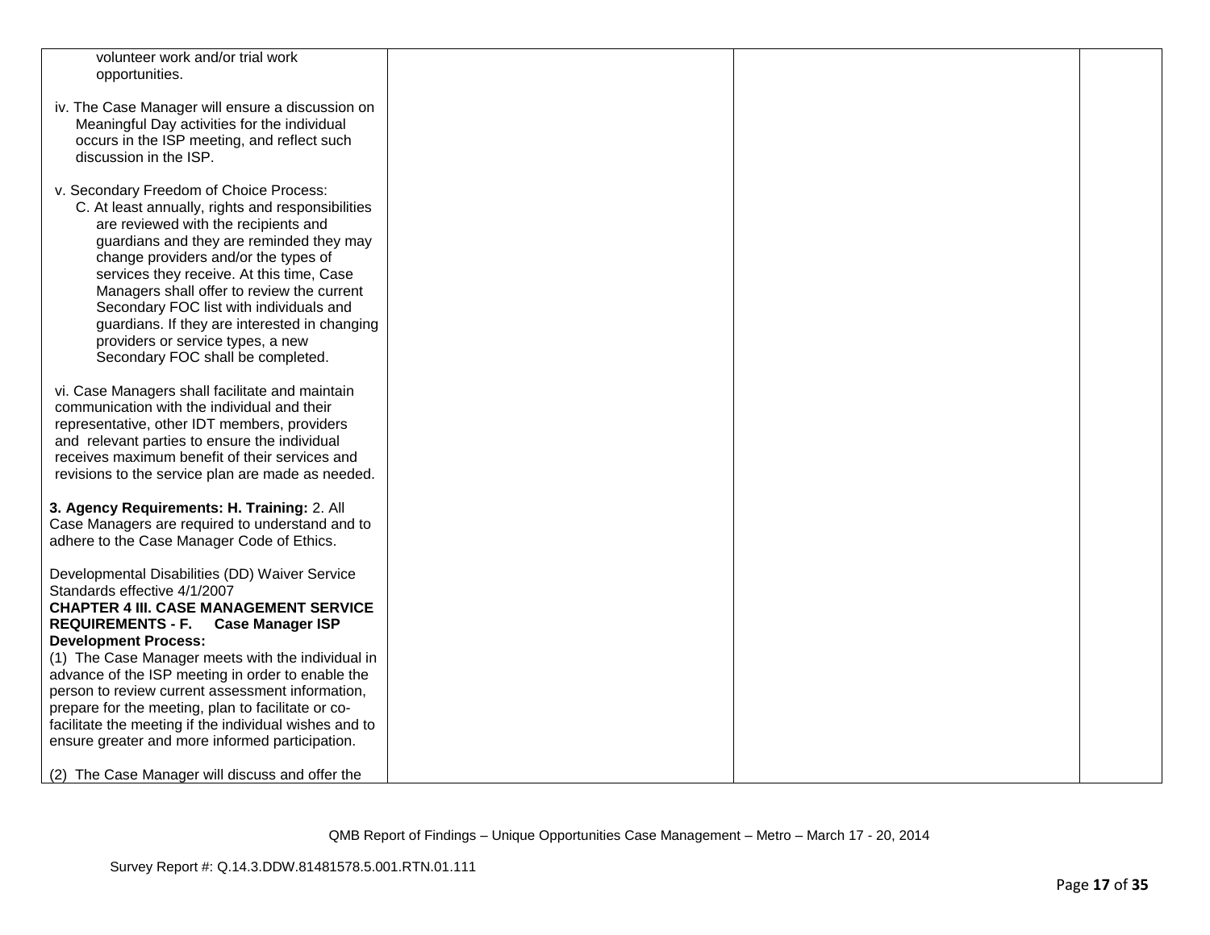| | | | |
|---|---|---|---|
| volunteer work and/or trial work opportunities.<br><br>iv. The Case Manager will ensure a discussion on Meaningful Day activities for the individual occurs in the ISP meeting, and reflect such discussion in the ISP.<br><br>v. Secondary Freedom of Choice Process:<br>C. At least annually, rights and responsibilities are reviewed with the recipients and guardians and they are reminded they may change providers and/or the types of services they receive. At this time, Case Managers shall offer to review the current Secondary FOC list with individuals and guardians. If they are interested in changing providers or service types, a new Secondary FOC shall be completed.<br><br>vi. Case Managers shall facilitate and maintain communication with the individual and their representative, other IDT members, providers and relevant parties to ensure the individual receives maximum benefit of their services and revisions to the service plan are made as needed.<br><br>**3. Agency Requirements: H. Training:** 2. All Case Managers are required to understand and to adhere to the Case Manager Code of Ethics.<br><br>Developmental Disabilities (DD) Waiver Service Standards effective 4/1/2007<br>**CHAPTER 4 III. CASE MANAGEMENT SERVICE REQUIREMENTS - F. Case Manager ISP Development Process:**<br>(1) The Case Manager meets with the individual in advance of the ISP meeting in order to enable the person to review current assessment information, prepare for the meeting, plan to facilitate or co-facilitate the meeting if the individual wishes and to ensure greater and more informed participation.<br><br>(2) The Case Manager will discuss and offer the | | | |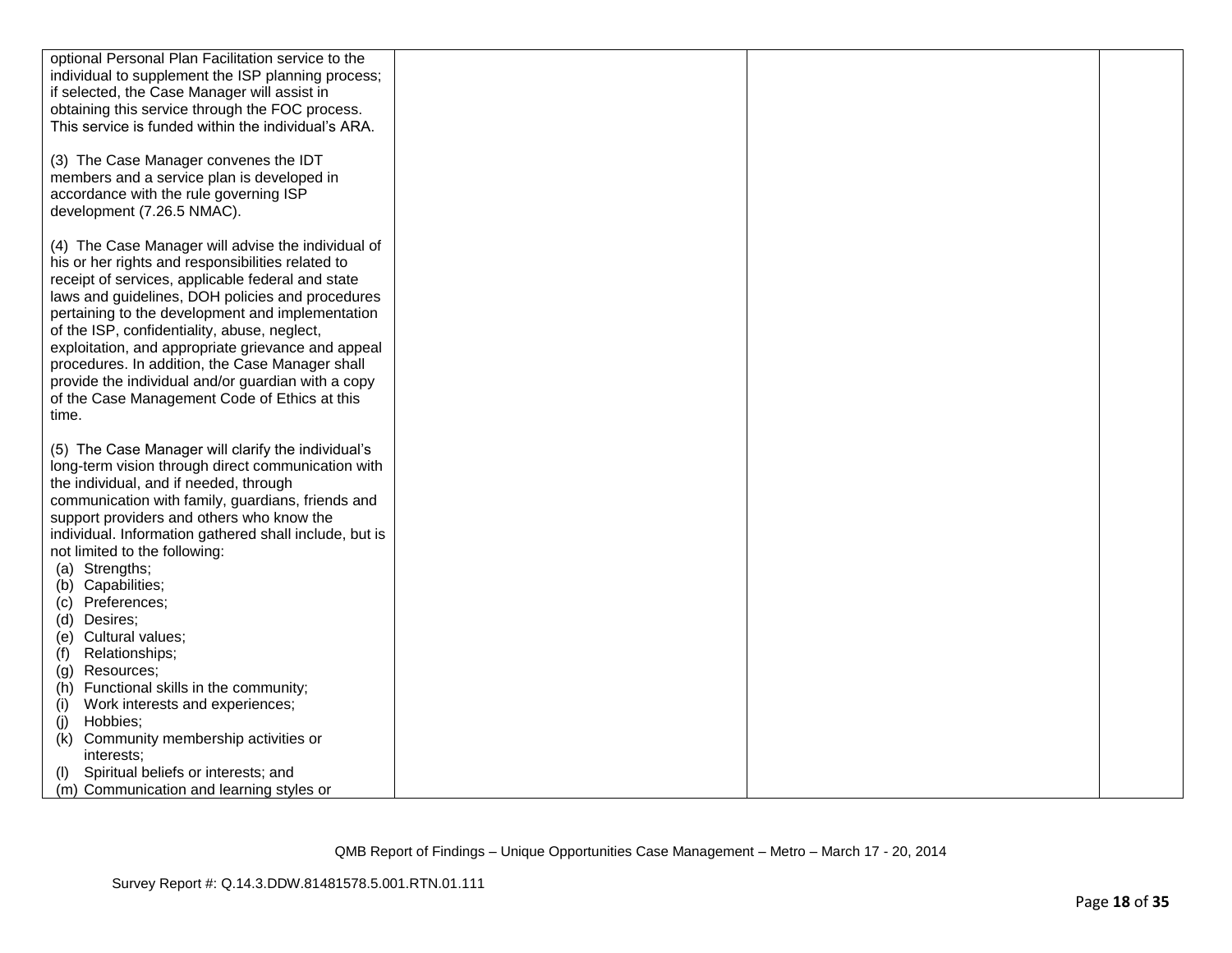| | | | |
|---|---|---|---|
| optional Personal Plan Facilitation service to the individual to supplement the ISP planning process; if selected, the Case Manager will assist in obtaining this service through the FOC process. This service is funded within the individual's ARA.<br><br>(3) The Case Manager convenes the IDT members and a service plan is developed in accordance with the rule governing ISP development (7.26.5 NMAC).<br><br>(4) The Case Manager will advise the individual of his or her rights and responsibilities related to receipt of services, applicable federal and state laws and guidelines, DOH policies and procedures pertaining to the development and implementation of the ISP, confidentiality, abuse, neglect, exploitation, and appropriate grievance and appeal procedures. In addition, the Case Manager shall provide the individual and/or guardian with a copy of the Case Management Code of Ethics at this time.<br><br>(5) The Case Manager will clarify the individual's long-term vision through direct communication with the individual, and if needed, through communication with family, guardians, friends and support providers and others who know the individual. Information gathered shall include, but is not limited to the following:<br>(a) Strengths;<br>(b) Capabilities;<br>(c) Preferences;<br>(d) Desires;<br>(e) Cultural values;<br>(f) Relationships;<br>(g) Resources;<br>(h) Functional skills in the community;<br>(i) Work interests and experiences;<br>(j) Hobbies;<br>(k) Community membership activities or interests;<br>(l) Spiritual beliefs or interests; and<br>(m) Communication and learning styles or | | | |

QMB Report of Findings – Unique Opportunities Case Management – Metro – March 17 - 20, 2014

Survey Report #: Q.14.3.DDW.81481578.5.001.RTN.01.111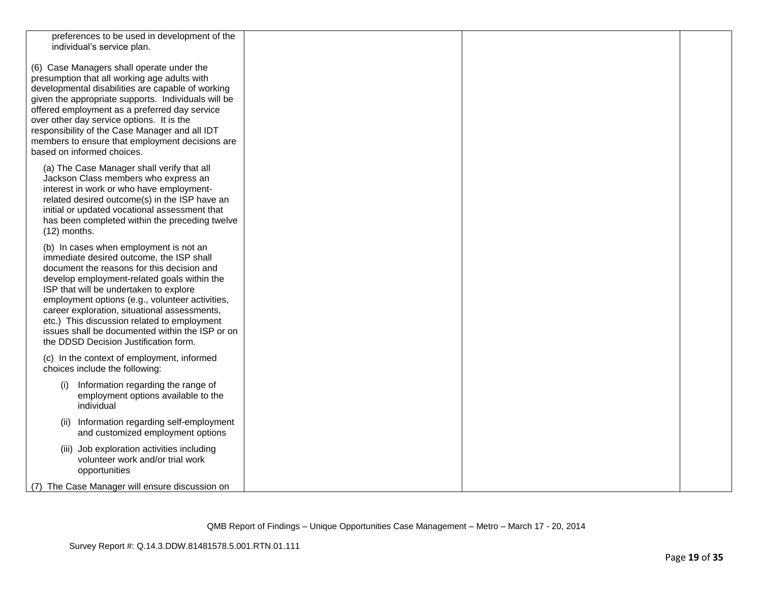| | | | |
|---|---|---|---|
| preferences to be used in development of the individual's service plan.<br><br>(6) Case Managers shall operate under the presumption that all working age adults with developmental disabilities are capable of working given the appropriate supports. Individuals will be offered employment as a preferred day service over other day service options. It is the responsibility of the Case Manager and all IDT members to ensure that employment decisions are based on informed choices.<br><br>(a) The Case Manager shall verify that all Jackson Class members who express an interest in work or who have employment-related desired outcome(s) in the ISP have an initial or updated vocational assessment that has been completed within the preceding twelve (12) months.<br><br>(b) In cases when employment is not an immediate desired outcome, the ISP shall document the reasons for this decision and develop employment-related goals within the ISP that will be undertaken to explore employment options (e.g., volunteer activities, career exploration, situational assessments, etc.) This discussion related to employment issues shall be documented within the ISP or on the DDSD Decision Justification form.<br><br>(c) In the context of employment, informed choices include the following:<br><br>(i) Information regarding the range of employment options available to the individual<br><br>(ii) Information regarding self-employment and customized employment options<br><br>(iii) Job exploration activities including volunteer work and/or trial work opportunities<br><br>(7) The Case Manager will ensure discussion on | | | |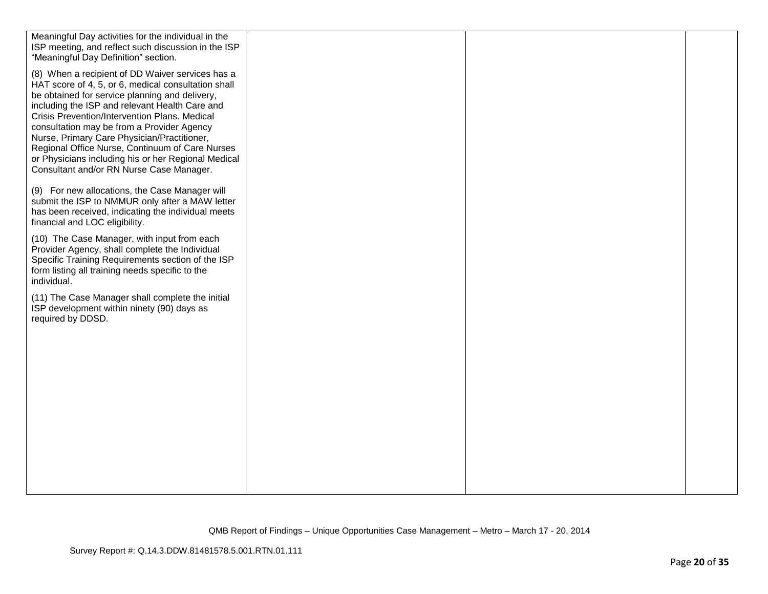| | | | |
|---|---|---|---|
| Meaningful Day activities for the individual in the ISP meeting, and reflect such discussion in the ISP "Meaningful Day Definition" section.<br><br>(8) When a recipient of DD Waiver services has a HAT score of 4, 5, or 6, medical consultation shall be obtained for service planning and delivery, including the ISP and relevant Health Care and Crisis Prevention/Intervention Plans. Medical consultation may be from a Provider Agency Nurse, Primary Care Physician/Practitioner, Regional Office Nurse, Continuum of Care Nurses or Physicians including his or her Regional Medical Consultant and/or RN Nurse Case Manager.<br><br>(9) For new allocations, the Case Manager will submit the ISP to NMMUR only after a MAW letter has been received, indicating the individual meets financial and LOC eligibility.<br><br>(10) The Case Manager, with input from each Provider Agency, shall complete the Individual Specific Training Requirements section of the ISP form listing all training needs specific to the individual.<br><br>(11) The Case Manager shall complete the initial ISP development within ninety (90) days as required by DDSD. | | | |

QMB Report of Findings – Unique Opportunities Case Management – Metro – March 17 - 20, 2014

Survey Report #: Q.14.3.DDW.81481578.5.001.RTN.01.111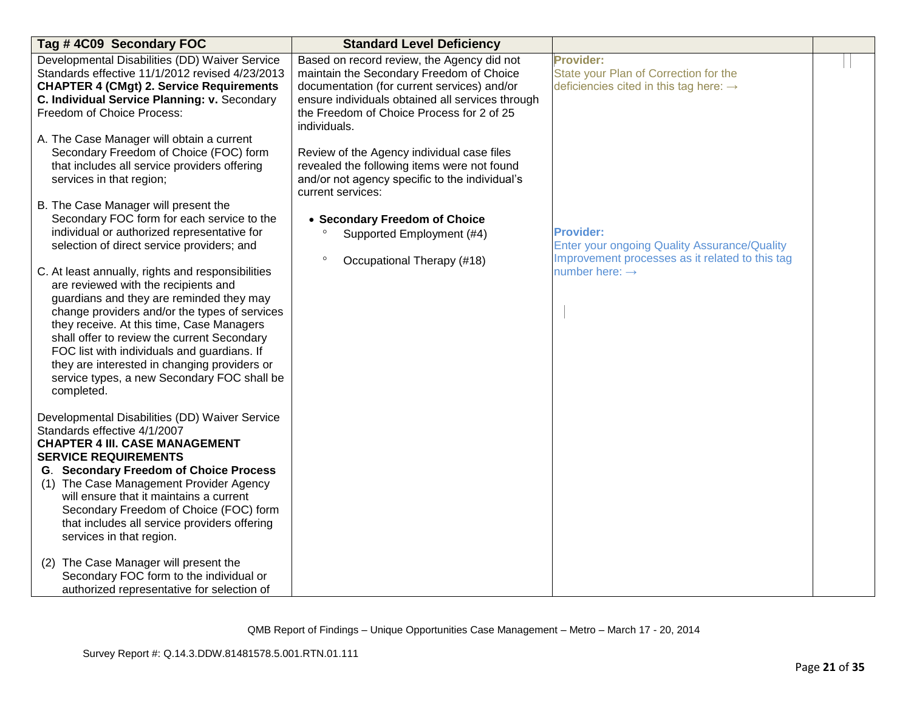| Tag # 4C09 Secondary FOC | Standard Level Deficiency | | |
|---|---|---|---|
| Developmental Disabilities (DD) Waiver Service Standards effective 11/1/2012 revised 4/23/2013 **CHAPTER 4 (CMgt) 2. Service Requirements C. Individual Service Planning: v.** Secondary Freedom of Choice Process:<br><br>A. The Case Manager will obtain a current Secondary Freedom of Choice (FOC) form that includes all service providers offering services in that region;<br><br>B. The Case Manager will present the Secondary FOC form for each service to the individual or authorized representative for selection of direct service providers; and<br><br>C. At least annually, rights and responsibilities are reviewed with the recipients and guardians and they are reminded they may change providers and/or the types of services they receive. At this time, Case Managers shall offer to review the current Secondary FOC list with individuals and guardians. If they are interested in changing providers or service types, a new Secondary FOC shall be completed.<br><br>Developmental Disabilities (DD) Waiver Service Standards effective 4/1/2007<br>**CHAPTER 4 III. CASE MANAGEMENT SERVICE REQUIREMENTS**<br>**G. Secondary Freedom of Choice Process**<br>(1) The Case Management Provider Agency will ensure that it maintains a current Secondary Freedom of Choice (FOC) form that includes all service providers offering services in that region.<br><br>(2) The Case Manager will present the Secondary FOC form to the individual or authorized representative for selection of | Based on record review, the Agency did not maintain the Secondary Freedom of Choice documentation (for current services) and/or ensure individuals obtained all services through the Freedom of Choice Process for 2 of 25 individuals.<br><br>Review of the Agency individual case files revealed the following items were not found and/or not agency specific to the individual's current services:<br><br>• **Secondary Freedom of Choice**<br>° Supported Employment (#4)<br>° Occupational Therapy (#18) | **Provider:**<br>State your Plan of Correction for the deficiencies cited in this tag here: →<br><br>**Provider:**<br>Enter your ongoing Quality Assurance/Quality Improvement processes as it related to this tag number here: → | |

QMB Report of Findings – Unique Opportunities Case Management – Metro – March 17 - 20, 2014

Survey Report #: Q.14.3.DDW.81481578.5.001.RTN.01.111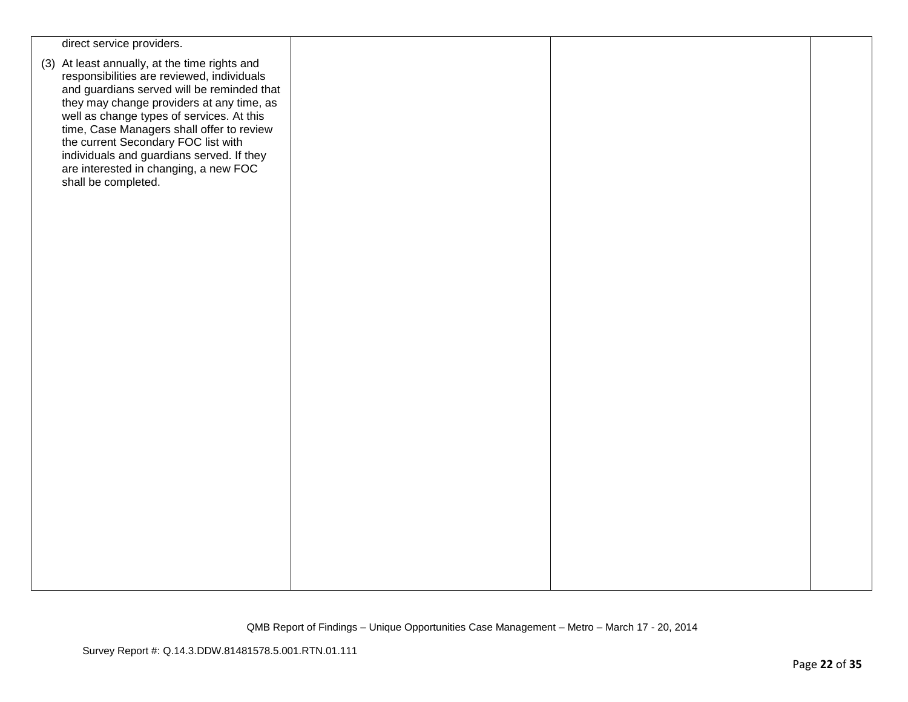| | | | |
|---|---|---|---|
| direct service providers.<br><br>(3) At least annually, at the time rights and responsibilities are reviewed, individuals and guardians served will be reminded that they may change providers at any time, as well as change types of services. At this time, Case Managers shall offer to review the current Secondary FOC list with individuals and guardians served. If they are interested in changing, a new FOC shall be completed. | | | |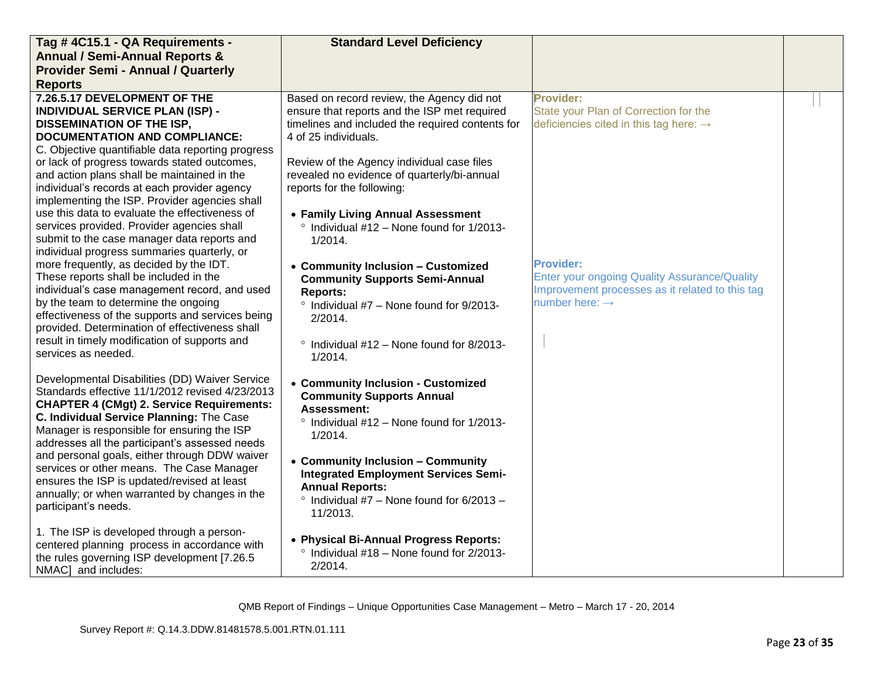| Tag # 4C15.1 - QA Requirements - Annual / Semi-Annual Reports & Provider Semi - Annual / Quarterly Reports | Standard Level Deficiency | | |
|---|---|---|---|
| **7.26.5.17 DEVELOPMENT OF THE INDIVIDUAL SERVICE PLAN (ISP) - DISSEMINATION OF THE ISP, DOCUMENTATION AND COMPLIANCE:**<br>C. Objective quantifiable data reporting progress or lack of progress towards stated outcomes, and action plans shall be maintained in the individual's records at each provider agency implementing the ISP. Provider agencies shall use this data to evaluate the effectiveness of services provided. Provider agencies shall submit to the case manager data reports and individual progress summaries quarterly, or more frequently, as decided by the IDT. These reports shall be included in the individual's case management record, and used by the team to determine the ongoing effectiveness of the supports and services being provided. Determination of effectiveness shall result in timely modification of supports and services as needed.<br><br>Developmental Disabilities (DD) Waiver Service Standards effective 11/1/2012 revised 4/23/2013 **CHAPTER 4 (CMgt) 2. Service Requirements: C. Individual Service Planning:** The Case Manager is responsible for ensuring the ISP addresses all the participant's assessed needs and personal goals, either through DDW waiver services or other means. The Case Manager ensures the ISP is updated/revised at least annually; or when warranted by changes in the participant's needs.<br><br>1. The ISP is developed through a person-centered planning process in accordance with the rules governing ISP development [7.26.5 NMAC] and includes: | Based on record review, the Agency did not ensure that reports and the ISP met required timelines and included the required contents for 4 of 25 individuals.<br><br>Review of the Agency individual case files revealed no evidence of quarterly/bi-annual reports for the following:<br><br>• **Family Living Annual Assessment**<br>° Individual #12 – None found for 1/2013-1/2014.<br><br>• **Community Inclusion – Customized Community Supports Semi-Annual Reports:**<br>° Individual #7 – None found for 9/2013-2/2014.<br><br>° Individual #12 – None found for 8/2013-1/2014.<br><br>• **Community Inclusion - Customized Community Supports Annual Assessment:**<br>° Individual #12 – None found for 1/2013-1/2014.<br><br>• **Community Inclusion – Community Integrated Employment Services Semi-Annual Reports:**<br>° Individual #7 – None found for 6/2013 – 11/2013.<br><br>• **Physical Bi-Annual Progress Reports:**<br>° Individual #18 – None found for 2/2013-2/2014. | **Provider:**<br>State your Plan of Correction for the deficiencies cited in this tag here: →<br><br>**Provider:**<br>Enter your ongoing Quality Assurance/Quality Improvement processes as it related to this tag number here: → | |

QMB Report of Findings – Unique Opportunities Case Management – Metro – March 17 - 20, 2014

Survey Report #: Q.14.3.DDW.81481578.5.001.RTN.01.111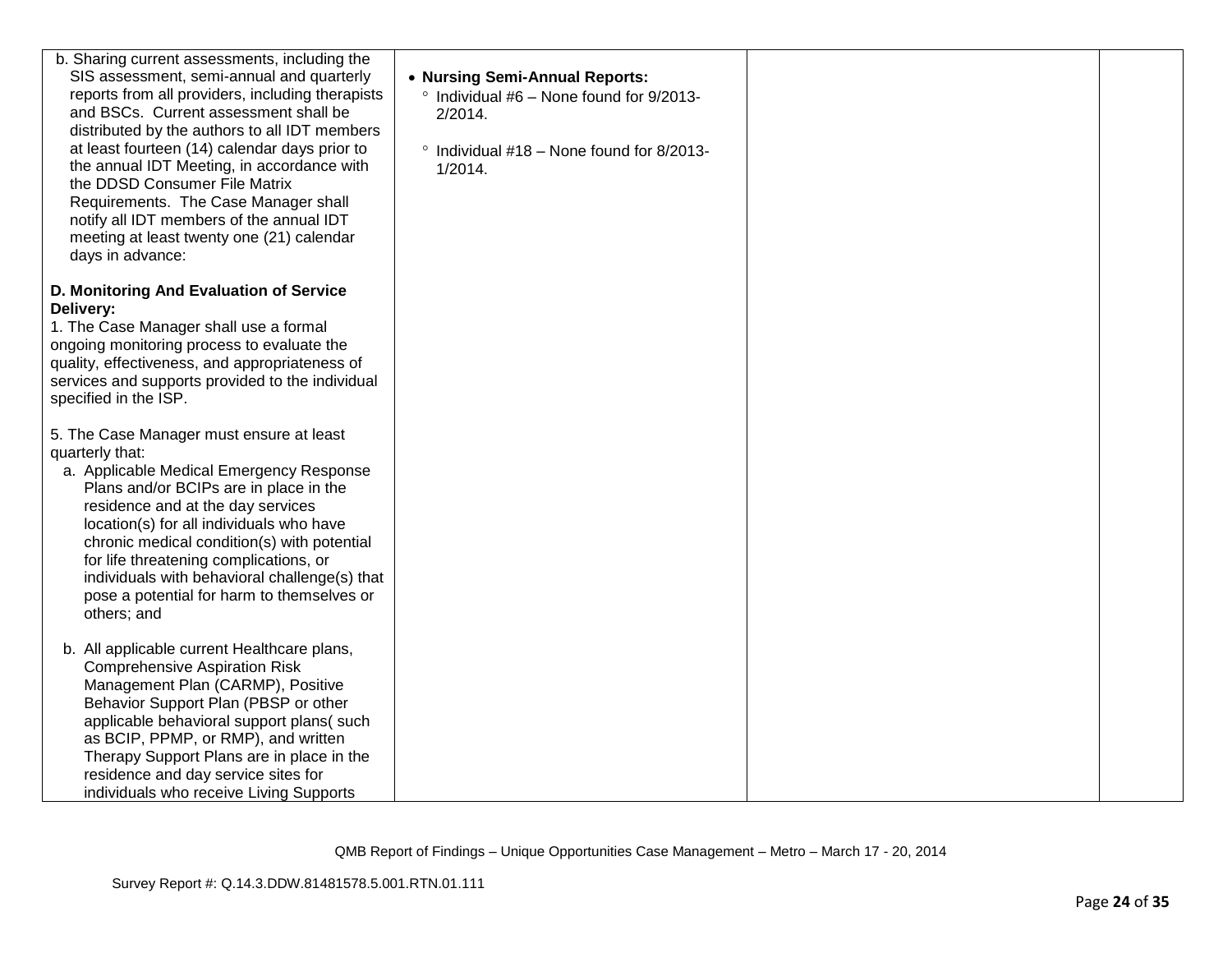| | | | |
|---|---|---|---|
| b. Sharing current assessments, including the SIS assessment, semi-annual and quarterly reports from all providers, including therapists and BSCs. Current assessment shall be distributed by the authors to all IDT members at least fourteen (14) calendar days prior to the annual IDT Meeting, in accordance with the DDSD Consumer File Matrix Requirements. The Case Manager shall notify all IDT members of the annual IDT meeting at least twenty one (21) calendar days in advance:<br><br>**D. Monitoring And Evaluation of Service Delivery:**<br>1. The Case Manager shall use a formal ongoing monitoring process to evaluate the quality, effectiveness, and appropriateness of services and supports provided to the individual specified in the ISP.<br><br>5. The Case Manager must ensure at least quarterly that:<br>a. Applicable Medical Emergency Response Plans and/or BCIPs are in place in the residence and at the day services location(s) for all individuals who have chronic medical condition(s) with potential for life threatening complications, or individuals with behavioral challenge(s) that pose a potential for harm to themselves or others; and<br><br>b. All applicable current Healthcare plans, Comprehensive Aspiration Risk Management Plan (CARMP), Positive Behavior Support Plan (PBSP or other applicable behavioral support plans( such as BCIP, PPMP, or RMP), and written Therapy Support Plans are in place in the residence and day service sites for individuals who receive Living Supports | • **Nursing Semi-Annual Reports:**<br>° Individual #6 – None found for 9/2013-2/2014.<br><br>° Individual #18 – None found for 8/2013-1/2014. | | |

QMB Report of Findings – Unique Opportunities Case Management – Metro – March 17 - 20, 2014

Survey Report #: Q.14.3.DDW.81481578.5.001.RTN.01.111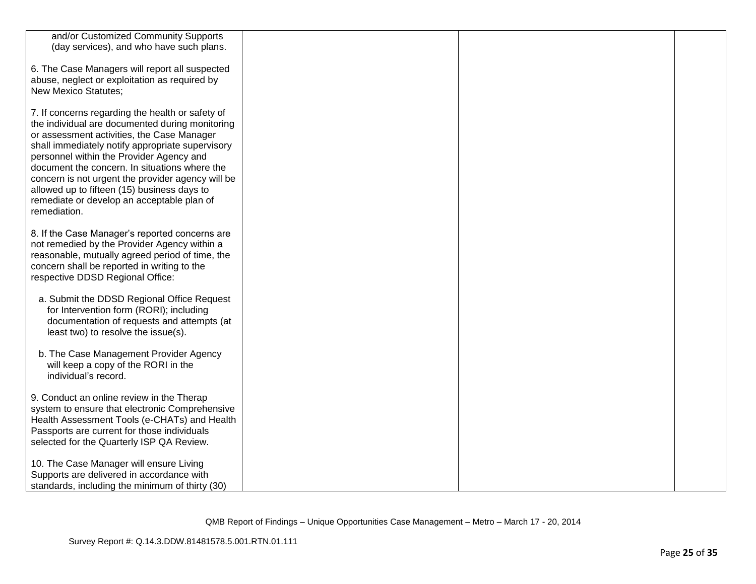| | | | |
|---|---|---|---|
| and/or Customized Community Supports (day services), and who have such plans.<br><br>6. The Case Managers will report all suspected abuse, neglect or exploitation as required by New Mexico Statutes;<br><br>7. If concerns regarding the health or safety of the individual are documented during monitoring or assessment activities, the Case Manager shall immediately notify appropriate supervisory personnel within the Provider Agency and document the concern. In situations where the concern is not urgent the provider agency will be allowed up to fifteen (15) business days to remediate or develop an acceptable plan of remediation.<br><br>8. If the Case Manager's reported concerns are not remedied by the Provider Agency within a reasonable, mutually agreed period of time, the concern shall be reported in writing to the respective DDSD Regional Office:<br><br>a. Submit the DDSD Regional Office Request for Intervention form (RORI); including documentation of requests and attempts (at least two) to resolve the issue(s).<br><br>b. The Case Management Provider Agency will keep a copy of the RORI in the individual's record.<br><br>9. Conduct an online review in the Therap system to ensure that electronic Comprehensive Health Assessment Tools (e-CHATs) and Health Passports are current for those individuals selected for the Quarterly ISP QA Review.<br><br>10. The Case Manager will ensure Living Supports are delivered in accordance with standards, including the minimum of thirty (30) | | | |

QMB Report of Findings – Unique Opportunities Case Management – Metro – March 17 - 20, 2014

Survey Report #: Q.14.3.DDW.81481578.5.001.RTN.01.111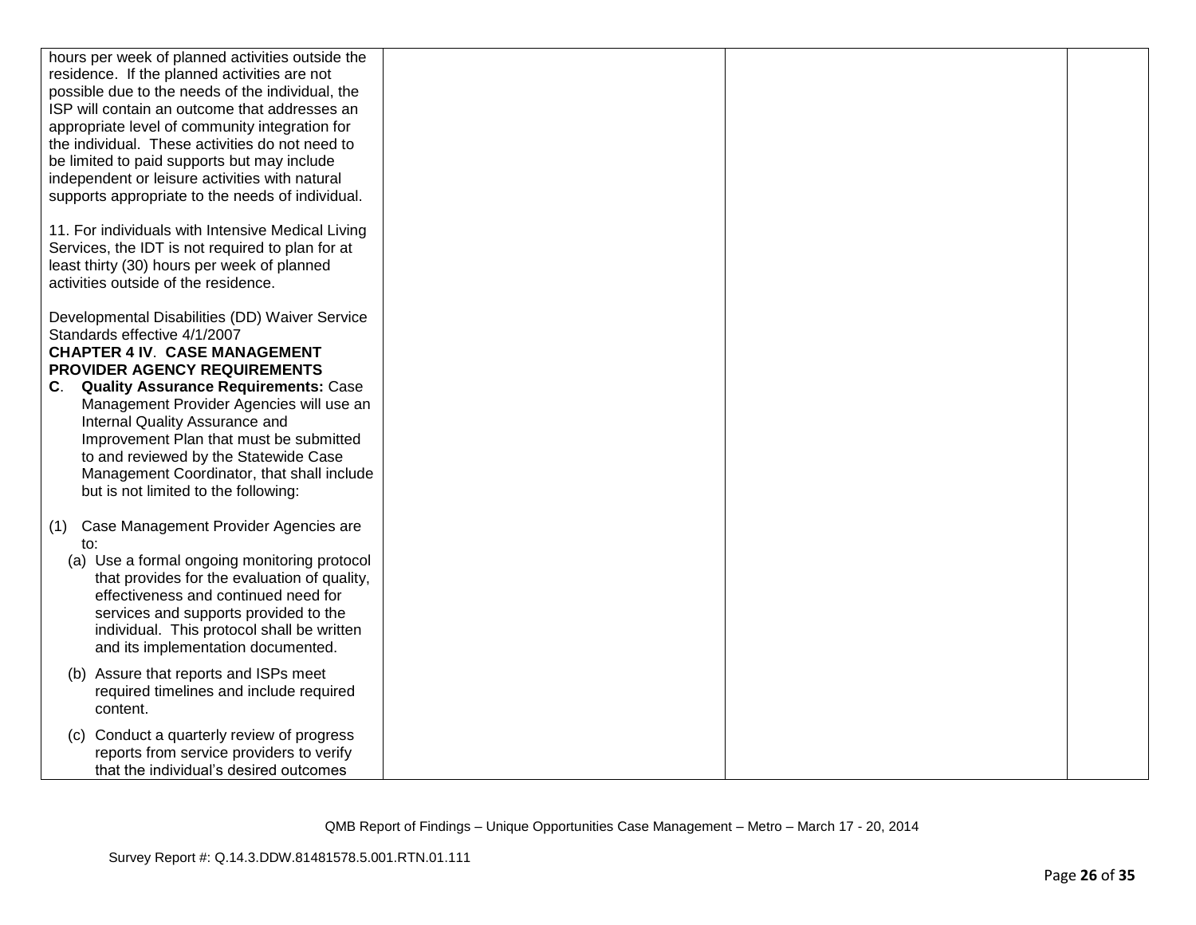| | | | |
|---|---|---|---|
| hours per week of planned activities outside the residence. If the planned activities are not possible due to the needs of the individual, the ISP will contain an outcome that addresses an appropriate level of community integration for the individual. These activities do not need to be limited to paid supports but may include independent or leisure activities with natural supports appropriate to the needs of individual.<br><br>11. For individuals with Intensive Medical Living Services, the IDT is not required to plan for at least thirty (30) hours per week of planned activities outside of the residence.<br><br>Developmental Disabilities (DD) Waiver Service Standards effective 4/1/2007<br>**CHAPTER 4 IV. CASE MANAGEMENT PROVIDER AGENCY REQUIREMENTS**<br>**C. Quality Assurance Requirements:** Case Management Provider Agencies will use an Internal Quality Assurance and Improvement Plan that must be submitted to and reviewed by the Statewide Case Management Coordinator, that shall include but is not limited to the following:<br><br>(1) Case Management Provider Agencies are to:<br>(a) Use a formal ongoing monitoring protocol that provides for the evaluation of quality, effectiveness and continued need for services and supports provided to the individual. This protocol shall be written and its implementation documented.<br>(b) Assure that reports and ISPs meet required timelines and include required content.<br>(c) Conduct a quarterly review of progress reports from service providers to verify that the individual's desired outcomes | | | |

QMB Report of Findings – Unique Opportunities Case Management – Metro – March 17 - 20, 2014

Survey Report #: Q.14.3.DDW.81481578.5.001.RTN.01.111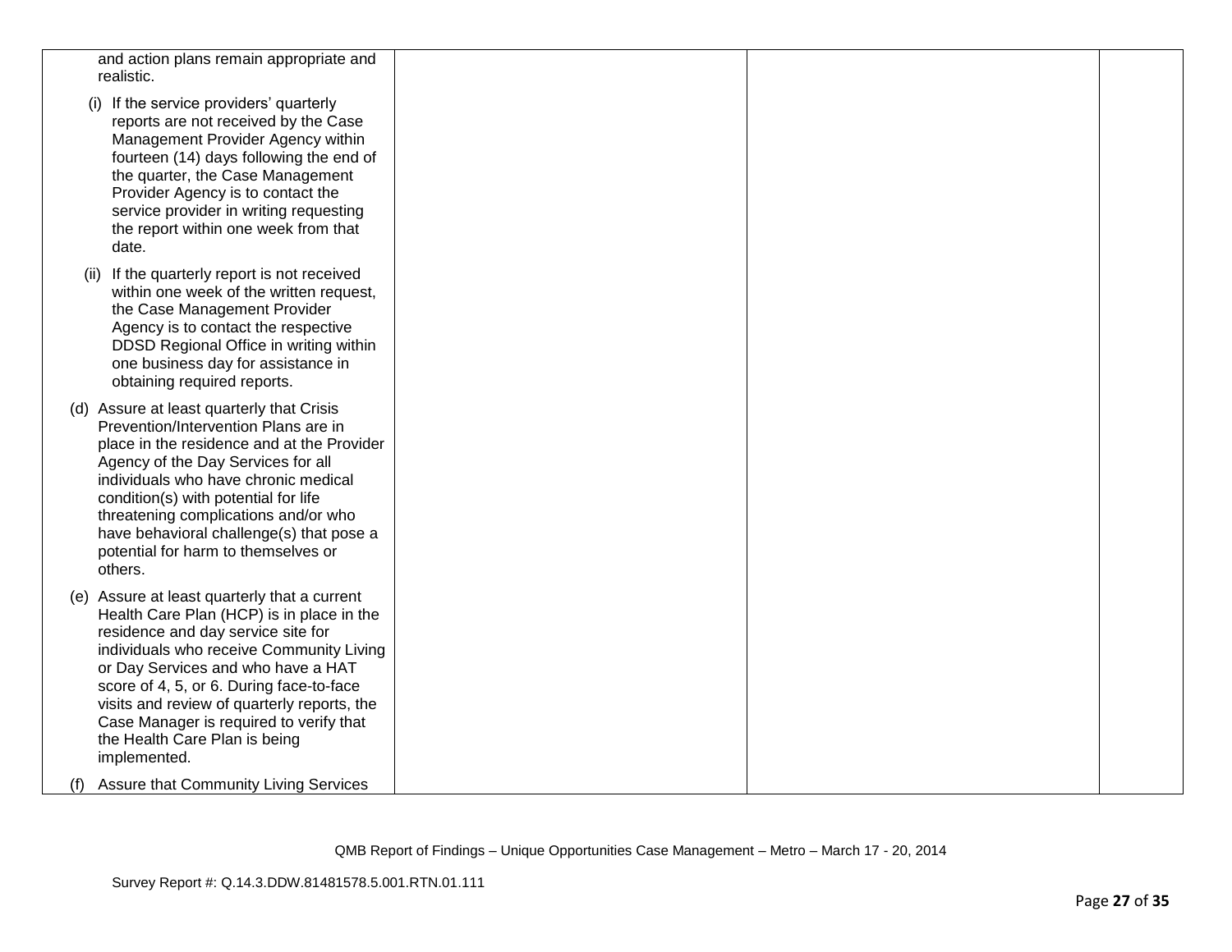| | | | |
|---|---|---|---|
| and action plans remain appropriate and realistic.<br><br>(i) If the service providers' quarterly reports are not received by the Case Management Provider Agency within fourteen (14) days following the end of the quarter, the Case Management Provider Agency is to contact the service provider in writing requesting the report within one week from that date.<br><br>(ii) If the quarterly report is not received within one week of the written request, the Case Management Provider Agency is to contact the respective DDSD Regional Office in writing within one business day for assistance in obtaining required reports.<br><br>(d) Assure at least quarterly that Crisis Prevention/Intervention Plans are in place in the residence and at the Provider Agency of the Day Services for all individuals who have chronic medical condition(s) with potential for life threatening complications and/or who have behavioral challenge(s) that pose a potential for harm to themselves or others.<br><br>(e) Assure at least quarterly that a current Health Care Plan (HCP) is in place in the residence and day service site for individuals who receive Community Living or Day Services and who have a HAT score of 4, 5, or 6. During face-to-face visits and review of quarterly reports, the Case Manager is required to verify that the Health Care Plan is being implemented.<br><br>(f) Assure that Community Living Services | | | |

QMB Report of Findings – Unique Opportunities Case Management – Metro – March 17 - 20, 2014

Survey Report #: Q.14.3.DDW.81481578.5.001.RTN.01.111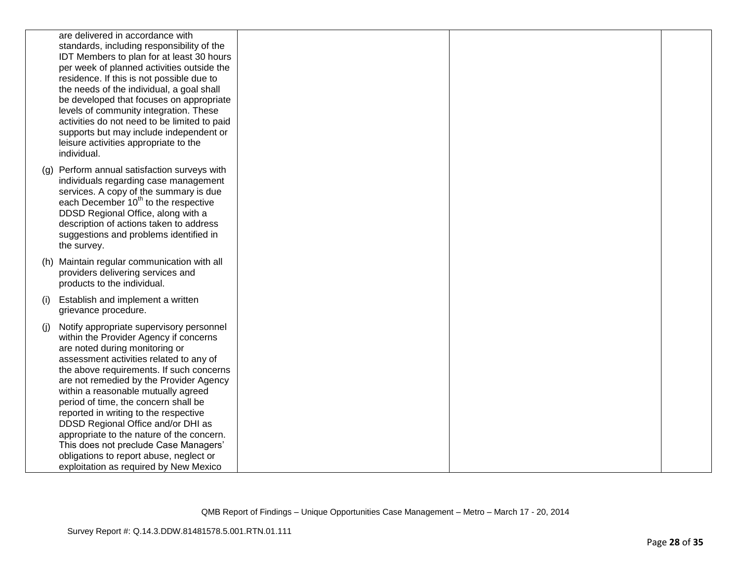| | | | |
|---|---|---|---|
| are delivered in accordance with standards, including responsibility of the IDT Members to plan for at least 30 hours per week of planned activities outside the residence. If this is not possible due to the needs of the individual, a goal shall be developed that focuses on appropriate levels of community integration. These activities do not need to be limited to paid supports but may include independent or leisure activities appropriate to the individual.<br><br>(g) Perform annual satisfaction surveys with individuals regarding case management services. A copy of the summary is due each December 10th to the respective DDSD Regional Office, along with a description of actions taken to address suggestions and problems identified in the survey.<br><br>(h) Maintain regular communication with all providers delivering services and products to the individual.<br><br>(i) Establish and implement a written grievance procedure.<br><br>(j) Notify appropriate supervisory personnel within the Provider Agency if concerns are noted during monitoring or assessment activities related to any of the above requirements. If such concerns are not remedied by the Provider Agency within a reasonable mutually agreed period of time, the concern shall be reported in writing to the respective DDSD Regional Office and/or DHI as appropriate to the nature of the concern. This does not preclude Case Managers' obligations to report abuse, neglect or exploitation as required by New Mexico | | | |

QMB Report of Findings – Unique Opportunities Case Management – Metro – March 17 - 20, 2014

Survey Report #: Q.14.3.DDW.81481578.5.001.RTN.01.111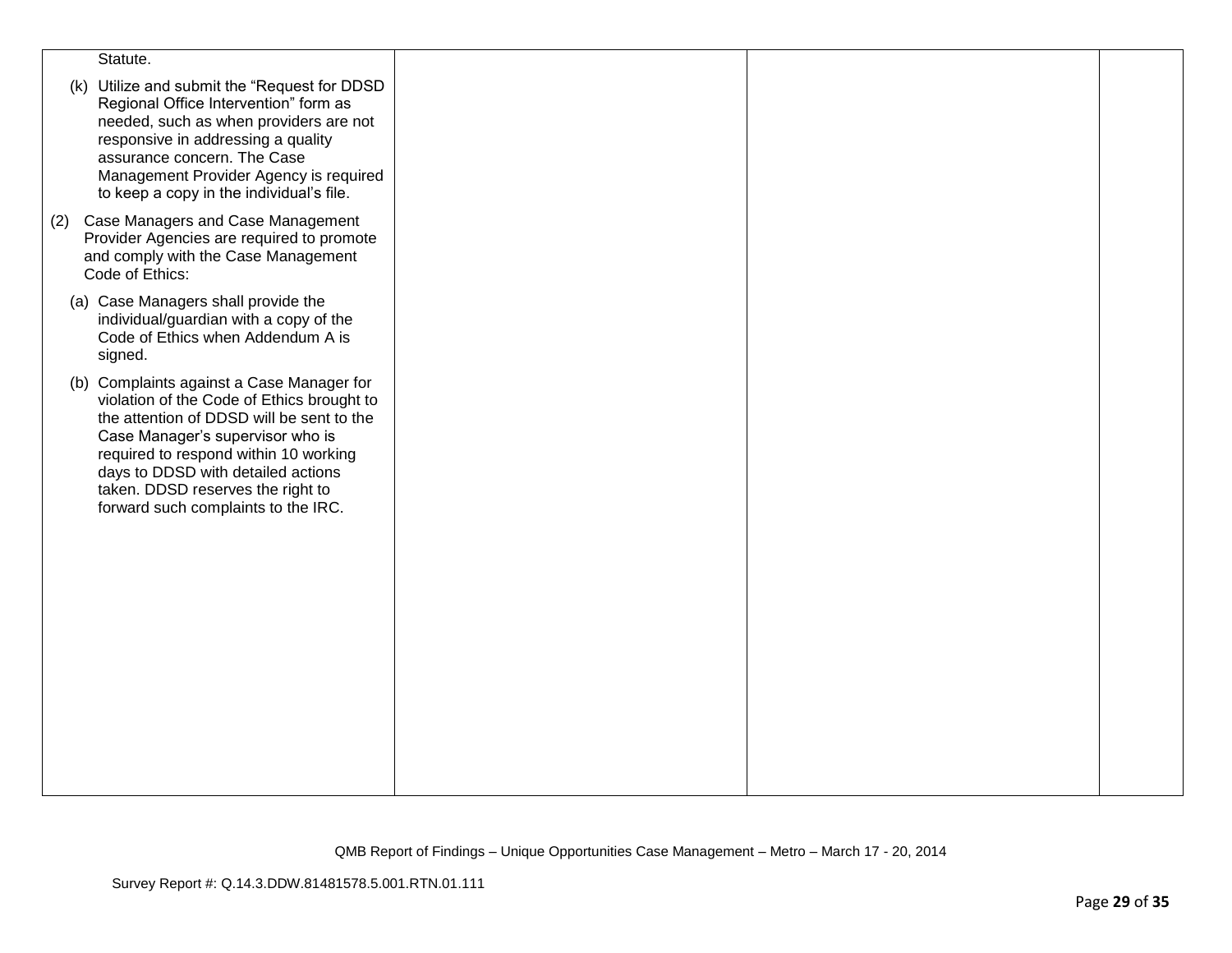| | | | |
|---|---|---|---|
| Statute.<br><br>(k) Utilize and submit the "Request for DDSD Regional Office Intervention" form as needed, such as when providers are not responsive in addressing a quality assurance concern. The Case Management Provider Agency is required to keep a copy in the individual's file.<br><br>(2) Case Managers and Case Management Provider Agencies are required to promote and comply with the Case Management Code of Ethics:<br><br>(a) Case Managers shall provide the individual/guardian with a copy of the Code of Ethics when Addendum A is signed.<br><br>(b) Complaints against a Case Manager for violation of the Code of Ethics brought to the attention of DDSD will be sent to the Case Manager's supervisor who is required to respond within 10 working days to DDSD with detailed actions taken. DDSD reserves the right to forward such complaints to the IRC. | | | |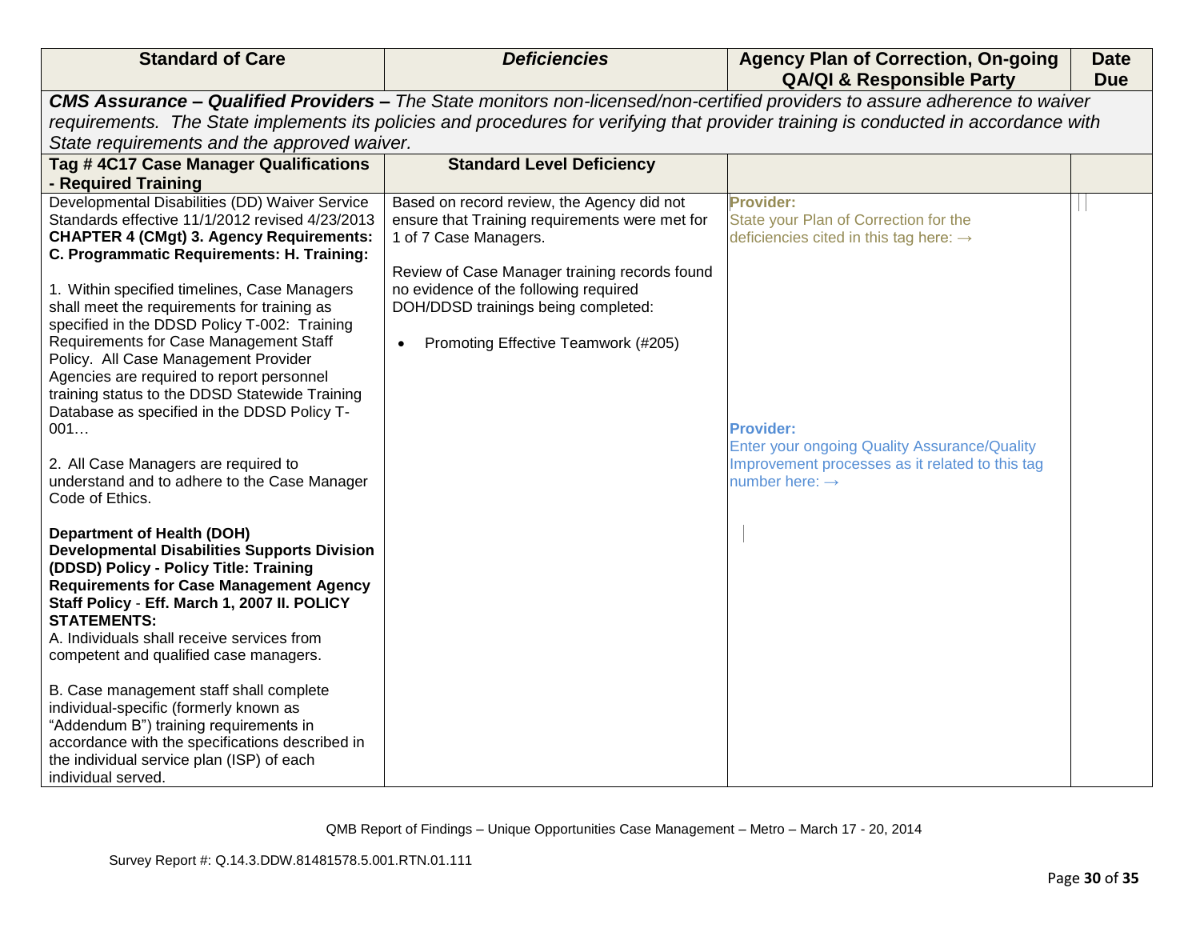| Standard of Care | *Deficiencies* | Agency Plan of Correction, On-going QA/QI & Responsible Party | Date Due |
|---|---|---|---|
| ***CMS Assurance – Qualified Providers –*** *The State monitors non-licensed/non-certified providers to assure adherence to waiver requirements. The State implements its policies and procedures for verifying that provider training is conducted in accordance with State requirements and the approved waiver.* | | | |
| **Tag # 4C17 Case Manager Qualifications - Required Training** | **Standard Level Deficiency** | | |
| Developmental Disabilities (DD) Waiver Service Standards effective 11/1/2012 revised 4/23/2013 **CHAPTER 4 (CMgt) 3. Agency Requirements: C. Programmatic Requirements: H. Training:**<br><br>1. Within specified timelines, Case Managers shall meet the requirements for training as specified in the DDSD Policy T-002: Training Requirements for Case Management Staff Policy. All Case Management Provider Agencies are required to report personnel training status to the DDSD Statewide Training Database as specified in the DDSD Policy T-001…<br><br>2. All Case Managers are required to understand and to adhere to the Case Manager Code of Ethics.<br><br>**Department of Health (DOH) Developmental Disabilities Supports Division (DDSD) Policy - Policy Title: Training Requirements for Case Management Agency Staff Policy - Eff. March 1, 2007 II. POLICY STATEMENTS:**<br>A. Individuals shall receive services from competent and qualified case managers.<br><br>B. Case management staff shall complete individual-specific (formerly known as "Addendum B") training requirements in accordance with the specifications described in the individual service plan (ISP) of each individual served. | Based on record review, the Agency did not ensure that Training requirements were met for 1 of 7 Case Managers.<br><br>Review of Case Manager training records found no evidence of the following required DOH/DDSD trainings being completed:<br><br>• Promoting Effective Teamwork (#205) | **Provider:**<br>State your Plan of Correction for the deficiencies cited in this tag here: →<br><br>**Provider:**<br>Enter your ongoing Quality Assurance/Quality Improvement processes as it related to this tag number here: → | |

QMB Report of Findings – Unique Opportunities Case Management – Metro – March 17 - 20, 2014

Survey Report #: Q.14.3.DDW.81481578.5.001.RTN.01.111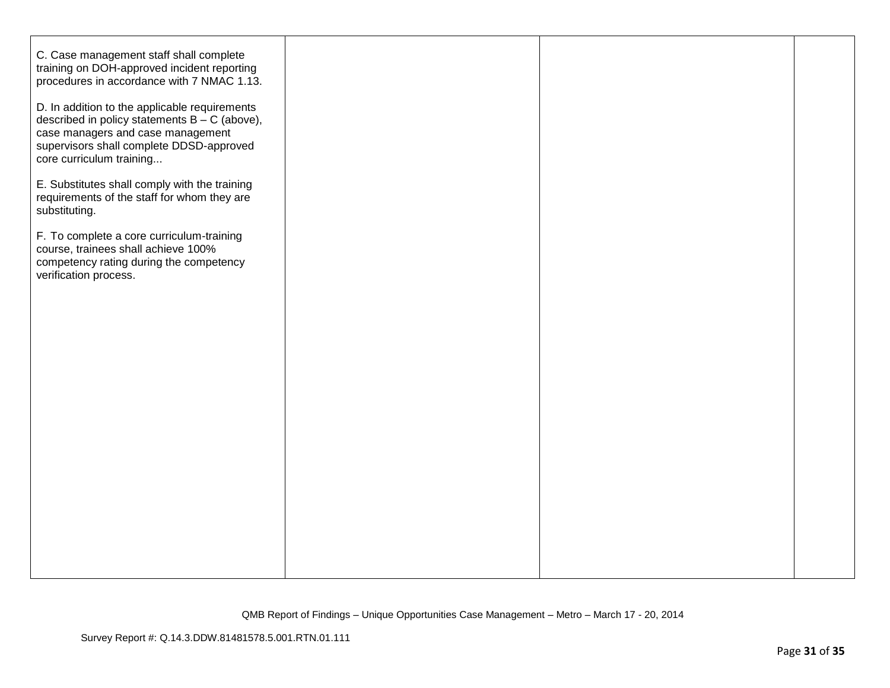| | | | |
|---|---|---|---|
| C. Case management staff shall complete training on DOH-approved incident reporting procedures in accordance with 7 NMAC 1.13.<br><br>D. In addition to the applicable requirements described in policy statements B – C (above), case managers and case management supervisors shall complete DDSD-approved core curriculum training...<br><br>E. Substitutes shall comply with the training requirements of the staff for whom they are substituting.<br><br>F. To complete a core curriculum-training course, trainees shall achieve 100% competency rating during the competency verification process. | | | |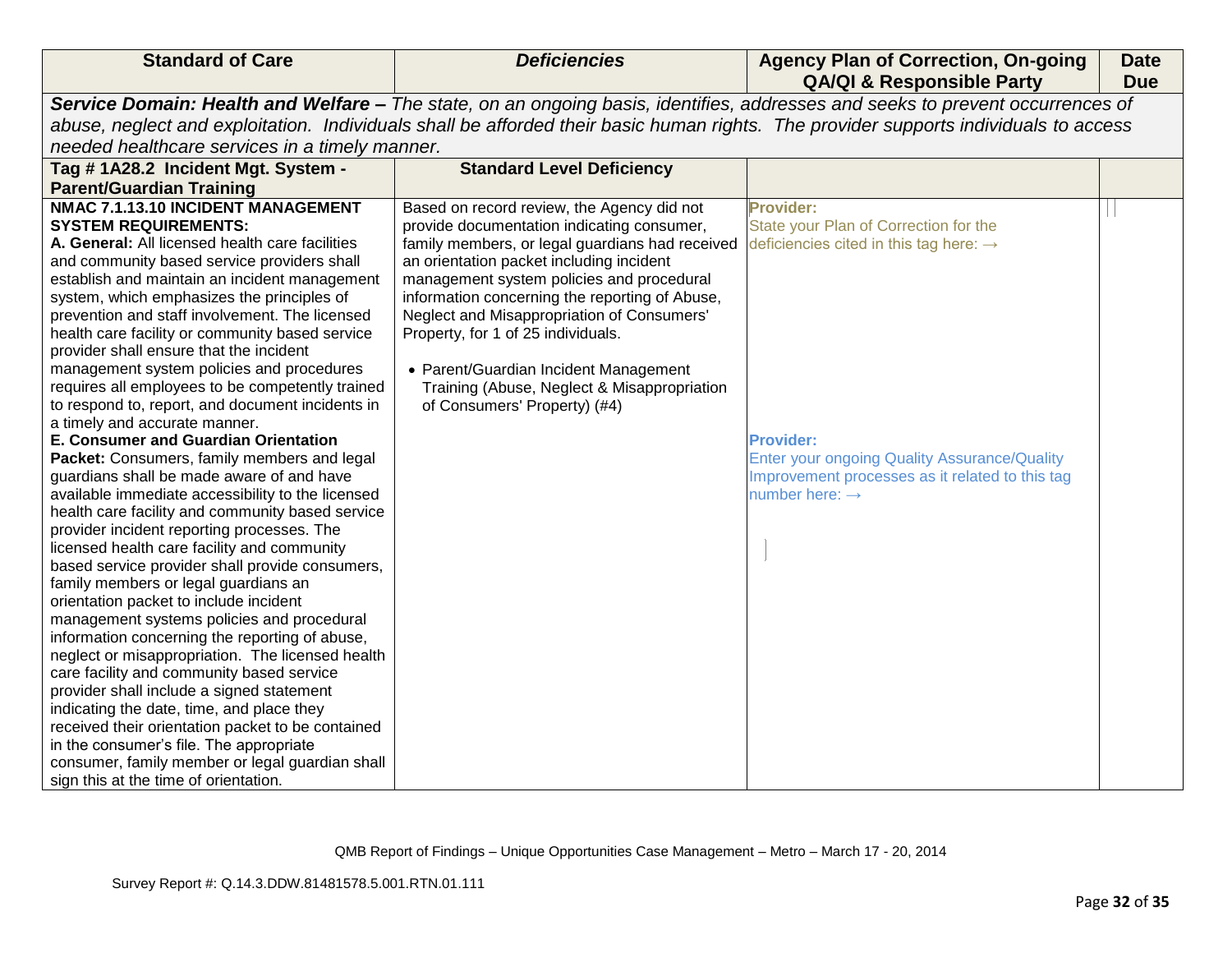| Standard of Care | *Deficiencies* | Agency Plan of Correction, On-going QA/QI & Responsible Party | Date Due |
|---|---|---|---|
| ***Service Domain: Health and Welfare –** The state, on an ongoing basis, identifies, addresses and seeks to prevent occurrences of abuse, neglect and exploitation. Individuals shall be afforded their basic human rights. The provider supports individuals to access needed healthcare services in a timely manner.* | | | |
| **Tag # 1A28.2 Incident Mgt. System - Parent/Guardian Training** | **Standard Level Deficiency** | | |
| **NMAC 7.1.13.10 INCIDENT MANAGEMENT SYSTEM REQUIREMENTS:**<br>**A. General:** All licensed health care facilities and community based service providers shall establish and maintain an incident management system, which emphasizes the principles of prevention and staff involvement. The licensed health care facility or community based service provider shall ensure that the incident management system policies and procedures requires all employees to be competently trained to respond to, report, and document incidents in a timely and accurate manner.<br>**E. Consumer and Guardian Orientation Packet:** Consumers, family members and legal guardians shall be made aware of and have available immediate accessibility to the licensed health care facility and community based service provider incident reporting processes. The licensed health care facility and community based service provider shall provide consumers, family members or legal guardians an orientation packet to include incident management systems policies and procedural information concerning the reporting of abuse, neglect or misappropriation. The licensed health care facility and community based service provider shall include a signed statement indicating the date, time, and place they received their orientation packet to be contained in the consumer's file. The appropriate consumer, family member or legal guardian shall sign this at the time of orientation. | Based on record review, the Agency did not provide documentation indicating consumer, family members, or legal guardians had received an orientation packet including incident management system policies and procedural information concerning the reporting of Abuse, Neglect and Misappropriation of Consumers' Property, for 1 of 25 individuals.<br><br>• Parent/Guardian Incident Management Training (Abuse, Neglect & Misappropriation of Consumers' Property) (#4) | **Provider:**<br>State your Plan of Correction for the deficiencies cited in this tag here: →<br><br>**Provider:**<br>Enter your ongoing Quality Assurance/Quality Improvement processes as it related to this tag number here: → | |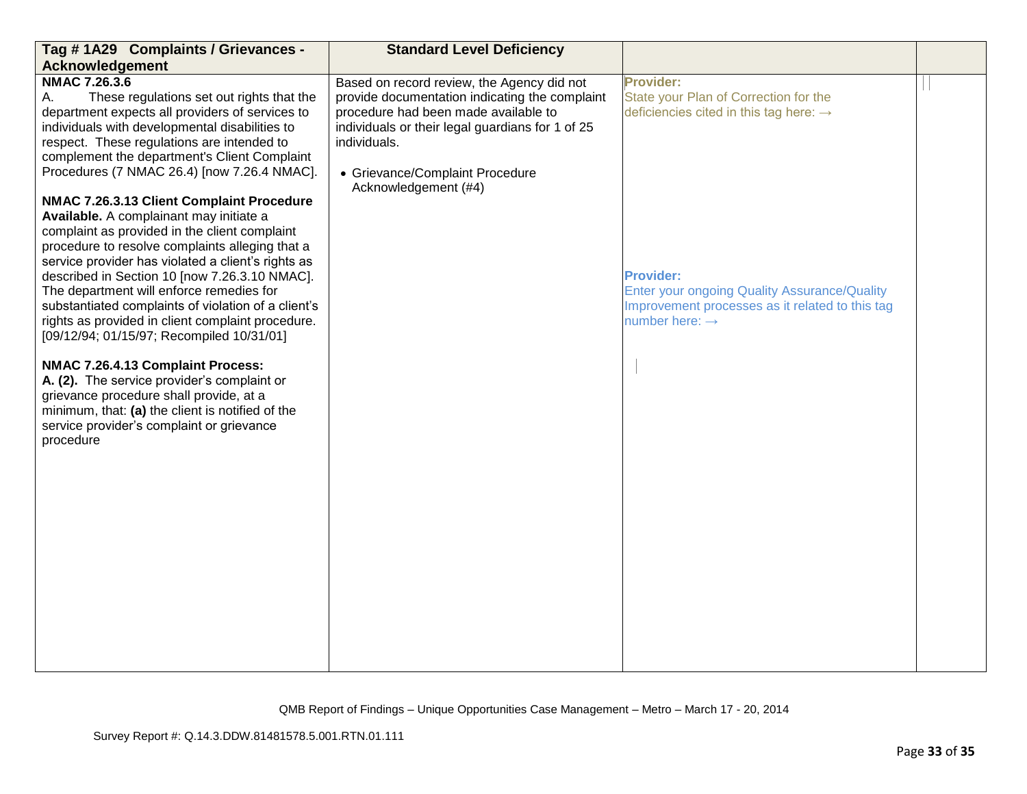| Tag # 1A29 Complaints / Grievances - Acknowledgement | Standard Level Deficiency | | |
|---|---|---|---|
| **NMAC 7.26.3.6**<br>A. These regulations set out rights that the department expects all providers of services to individuals with developmental disabilities to respect. These regulations are intended to complement the department's Client Complaint Procedures (7 NMAC 26.4) [now 7.26.4 NMAC].<br><br>**NMAC 7.26.3.13 Client Complaint Procedure Available.** A complainant may initiate a complaint as provided in the client complaint procedure to resolve complaints alleging that a service provider has violated a client's rights as described in Section 10 [now 7.26.3.10 NMAC]. The department will enforce remedies for substantiated complaints of violation of a client's rights as provided in client complaint procedure. [09/12/94; 01/15/97; Recompiled 10/31/01]<br><br>**NMAC 7.26.4.13 Complaint Process:**<br>**A. (2).** The service provider's complaint or grievance procedure shall provide, at a minimum, that: **(a)** the client is notified of the service provider's complaint or grievance procedure | Based on record review, the Agency did not provide documentation indicating the complaint procedure had been made available to individuals or their legal guardians for 1 of 25 individuals.<br><br>• Grievance/Complaint Procedure Acknowledgement (#4) | **Provider:**<br>State your Plan of Correction for the deficiencies cited in this tag here: →<br><br>**Provider:**<br>Enter your ongoing Quality Assurance/Quality Improvement processes as it related to this tag number here: → | |

QMB Report of Findings – Unique Opportunities Case Management – Metro – March 17 - 20, 2014

Survey Report #: Q.14.3.DDW.81481578.5.001.RTN.01.111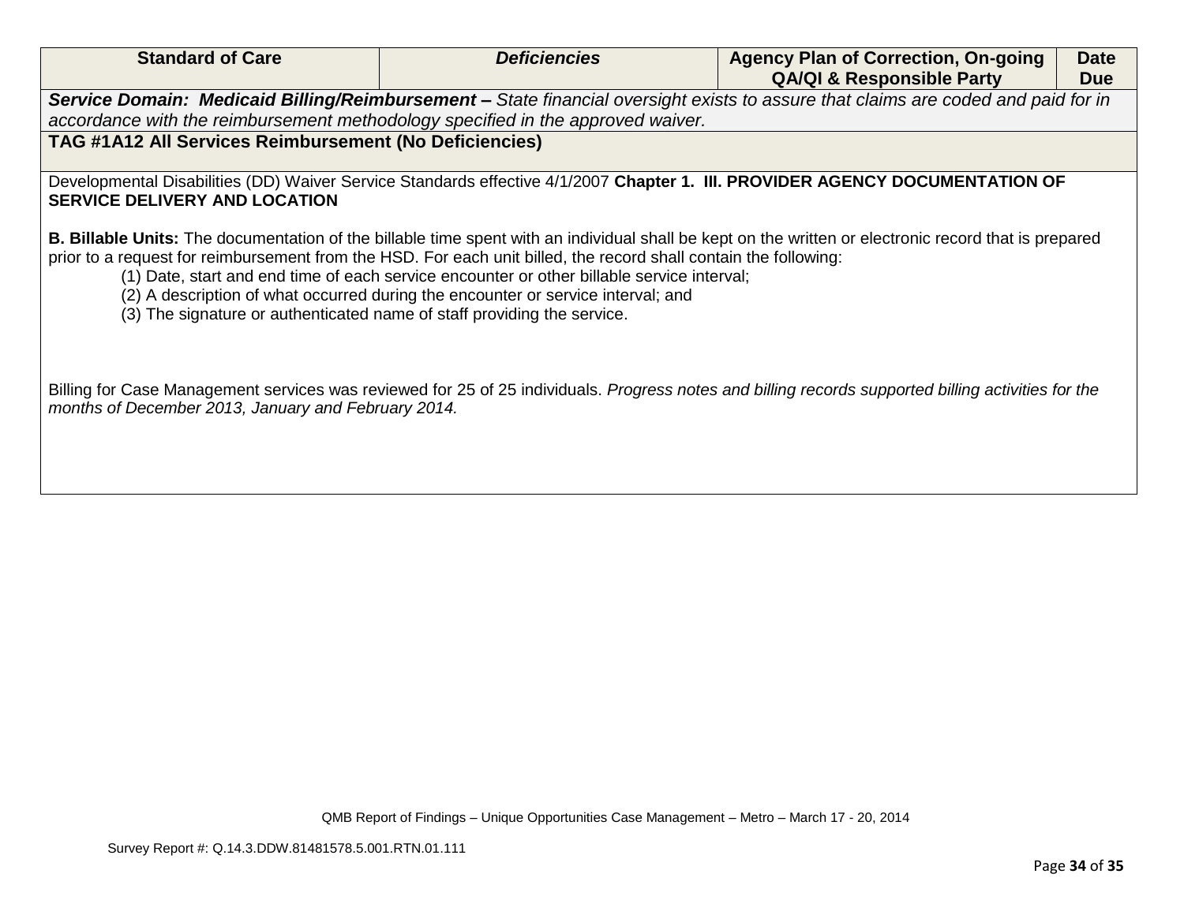| Standard of Care | *Deficiencies* | Agency Plan of Correction, On-going QA/QI & Responsible Party | Date Due |
|---|---|---|---|
| ***Service Domain: Medicaid Billing/Reimbursement –*** *State financial oversight exists to assure that claims are coded and paid for in accordance with the reimbursement methodology specified in the approved waiver.* | | | |
| **TAG #1A12 All Services Reimbursement (No Deficiencies)** | | | |
| Developmental Disabilities (DD) Waiver Service Standards effective 4/1/2007 **Chapter 1. III. PROVIDER AGENCY DOCUMENTATION OF SERVICE DELIVERY AND LOCATION**<br><br>**B. Billable Units:** The documentation of the billable time spent with an individual shall be kept on the written or electronic record that is prepared prior to a request for reimbursement from the HSD. For each unit billed, the record shall contain the following:<br>(1) Date, start and end time of each service encounter or other billable service interval;<br>(2) A description of what occurred during the encounter or service interval; and<br>(3) The signature or authenticated name of staff providing the service.<br><br>Billing for Case Management services was reviewed for 25 of 25 individuals. *Progress notes and billing records supported billing activities for the months of December 2013, January and February 2014.* | | | |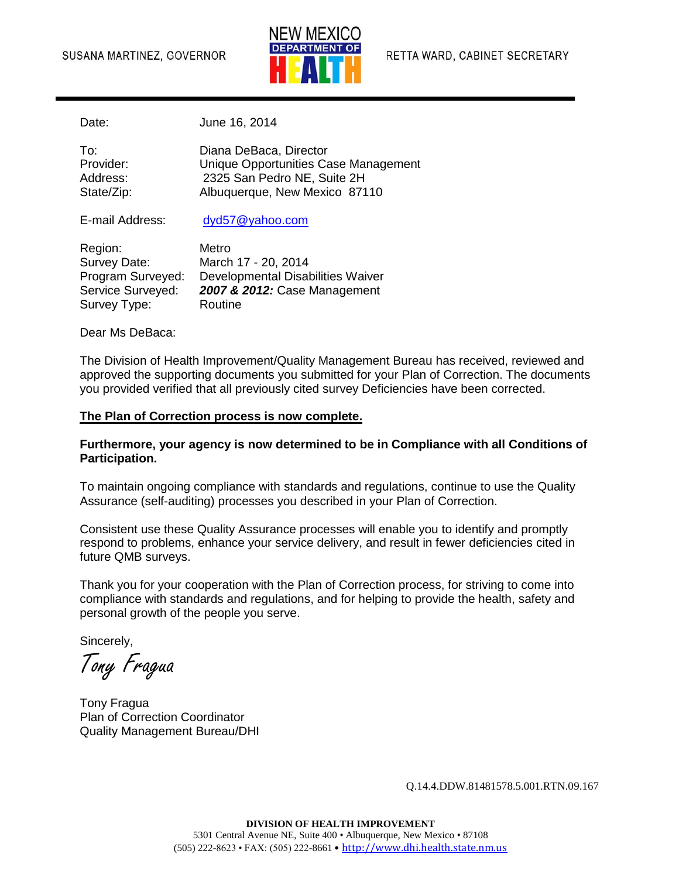SUSANA MARTINEZ, GOVERNOR

NEW MEXICO DEPARTMENT OF HEALTH

RETTA WARD, CABINET SECRETARY

| | |
|---|---|
| Date: | June 16, 2014 |
| To: | Diana DeBaca, Director |
| Provider: | Unique Opportunities Case Management |
| Address: | 2325 San Pedro NE, Suite 2H |
| State/Zip: | Albuquerque, New Mexico 87110 |
| E-mail Address: | dyd57@yahoo.com |
| Region: | Metro |
| Survey Date: | March 17 - 20, 2014 |
| Program Surveyed: | Developmental Disabilities Waiver |
| Service Surveyed: | ***2007 & 2012:*** Case Management |
| Survey Type: | Routine |

Dear Ms DeBaca:

The Division of Health Improvement/Quality Management Bureau has received, reviewed and approved the supporting documents you submitted for your Plan of Correction. The documents you provided verified that all previously cited survey Deficiencies have been corrected.

**The Plan of Correction process is now complete.**

**Furthermore, your agency is now determined to be in Compliance with all Conditions of Participation.**

To maintain ongoing compliance with standards and regulations, continue to use the Quality Assurance (self-auditing) processes you described in your Plan of Correction.

Consistent use these Quality Assurance processes will enable you to identify and promptly respond to problems, enhance your service delivery, and result in fewer deficiencies cited in future QMB surveys.

Thank you for your cooperation with the Plan of Correction process, for striving to come into compliance with standards and regulations, and for helping to provide the health, safety and personal growth of the people you serve.

Sincerely,

*Tony Fragua*

Tony Fragua
Plan of Correction Coordinator
Quality Management Bureau/DHI

Q.14.4.DDW.81481578.5.001.RTN.09.167

**DIVISION OF HEALTH IMPROVEMENT**
5301 Central Avenue NE, Suite 400 • Albuquerque, New Mexico • 87108
(505) 222-8623 • FAX: (505) 222-8661 • http://www.dhi.health.state.nm.us